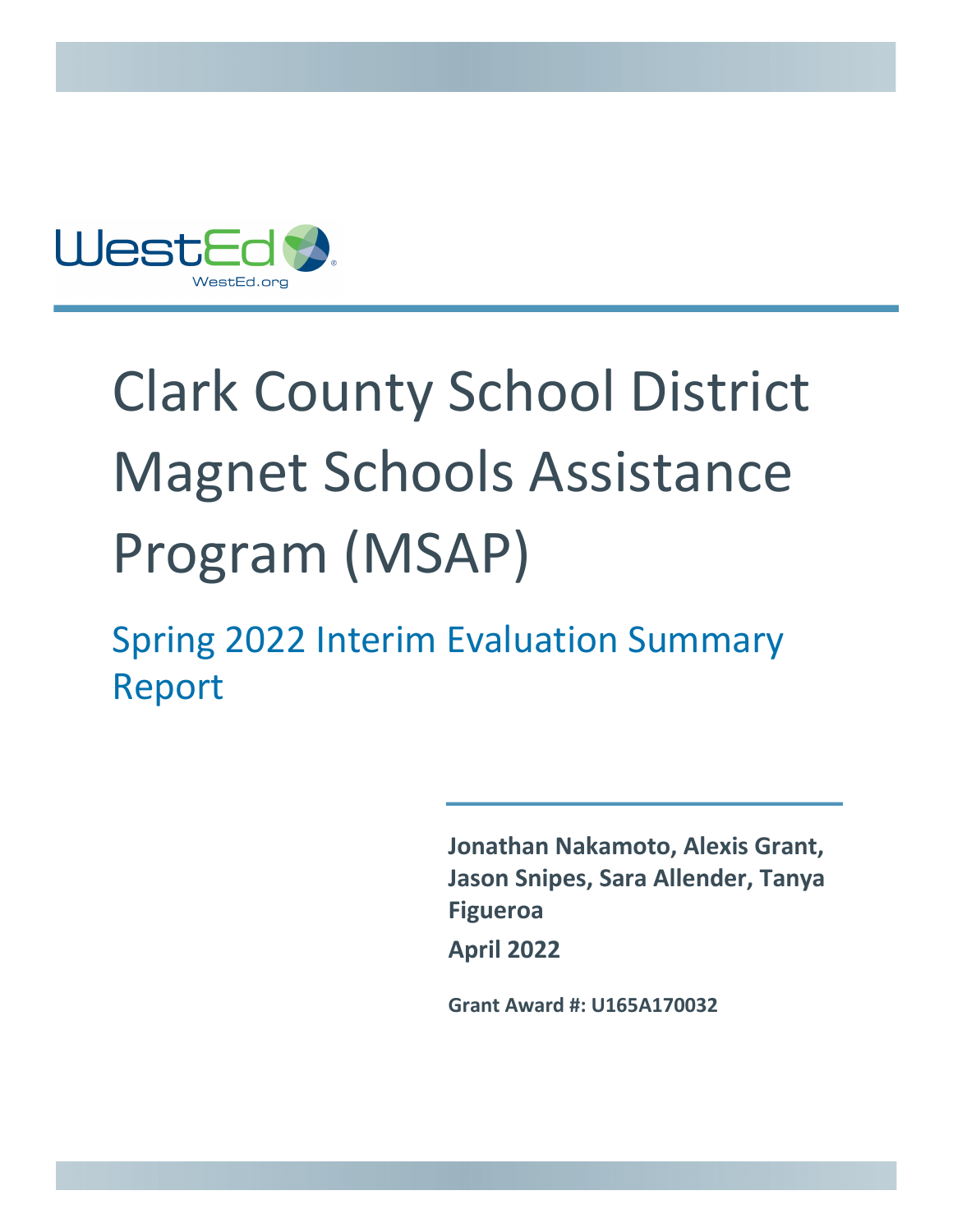WestEd

WestEd.org

# Clark County School District Magnet Schools Assistance Program (MSAP)

## Spring 2022 Interim Evaluation Summary Report

**Jonathan Nakamoto, Alexis Grant, Jason Snipes, Sara Allender, Tanya Figueroa**

**April 2022**

**Grant Award #: U165A170032**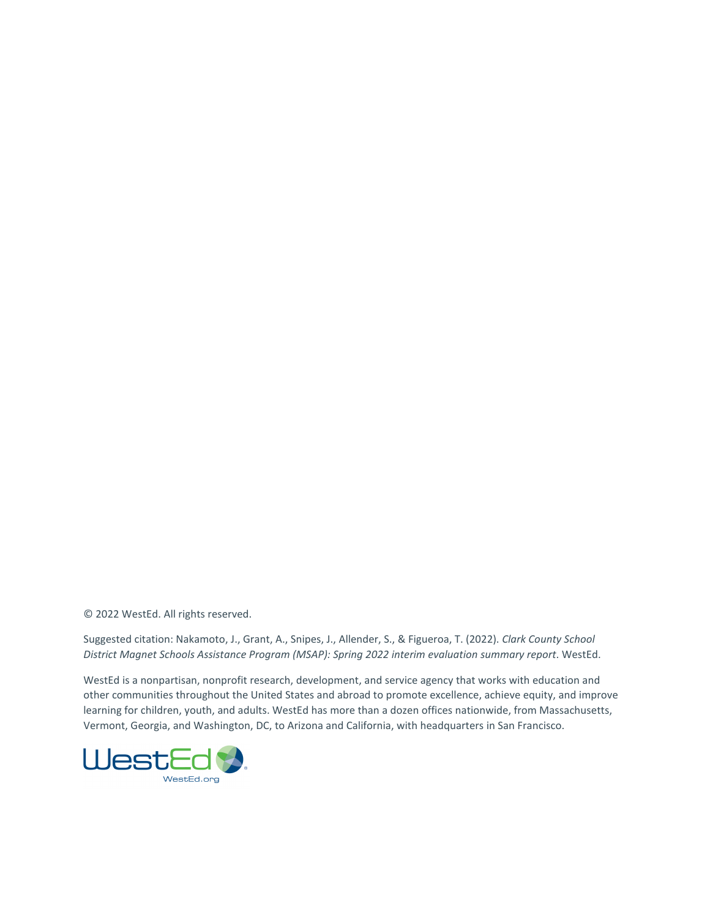© 2022 WestEd. All rights reserved.

Suggested citation: Nakamoto, J., Grant, A., Snipes, J., Allender, S., & Figueroa, T. (2022). *Clark County School District Magnet Schools Assistance Program (MSAP): Spring 2022 interim evaluation summary report*. WestEd.

WestEd is a nonpartisan, nonprofit research, development, and service agency that works with education and other communities throughout the United States and abroad to promote excellence, achieve equity, and improve learning for children, youth, and adults. WestEd has more than a dozen offices nationwide, from Massachusetts, Vermont, Georgia, and Washington, DC, to Arizona and California, with headquarters in San Francisco.

WestEd

WestEd.org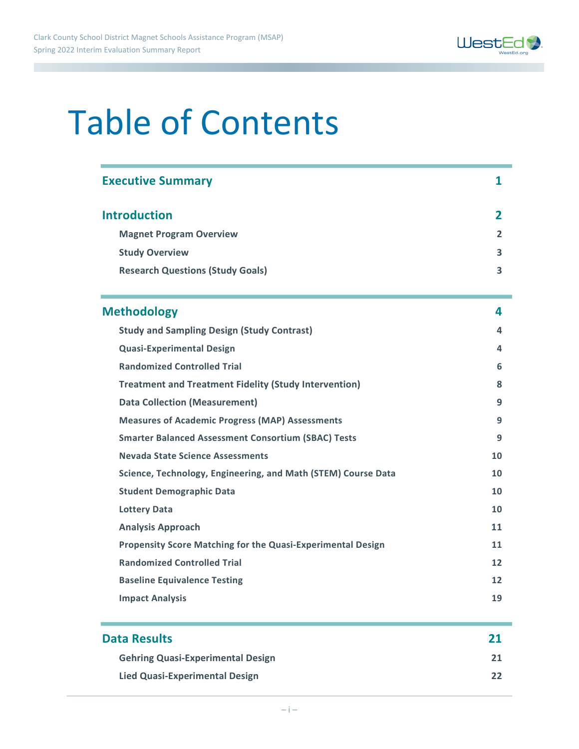# Table of Contents

| | |
|---|---|
| **Executive Summary** | **1** |
| **Introduction** | **2** |
| Magnet Program Overview | 2 |
| Study Overview | 3 |
| Research Questions (Study Goals) | 3 |
| **Methodology** | **4** |
| Study and Sampling Design (Study Contrast) | 4 |
| Quasi-Experimental Design | 4 |
| Randomized Controlled Trial | 6 |
| Treatment and Treatment Fidelity (Study Intervention) | 8 |
| Data Collection (Measurement) | 9 |
| Measures of Academic Progress (MAP) Assessments | 9 |
| Smarter Balanced Assessment Consortium (SBAC) Tests | 9 |
| Nevada State Science Assessments | 10 |
| Science, Technology, Engineering, and Math (STEM) Course Data | 10 |
| Student Demographic Data | 10 |
| Lottery Data | 10 |
| Analysis Approach | 11 |
| Propensity Score Matching for the Quasi-Experimental Design | 11 |
| Randomized Controlled Trial | 12 |
| Baseline Equivalence Testing | 12 |
| Impact Analysis | 19 |
| **Data Results** | **21** |
| Gehring Quasi-Experimental Design | 21 |
| Lied Quasi-Experimental Design | 22 |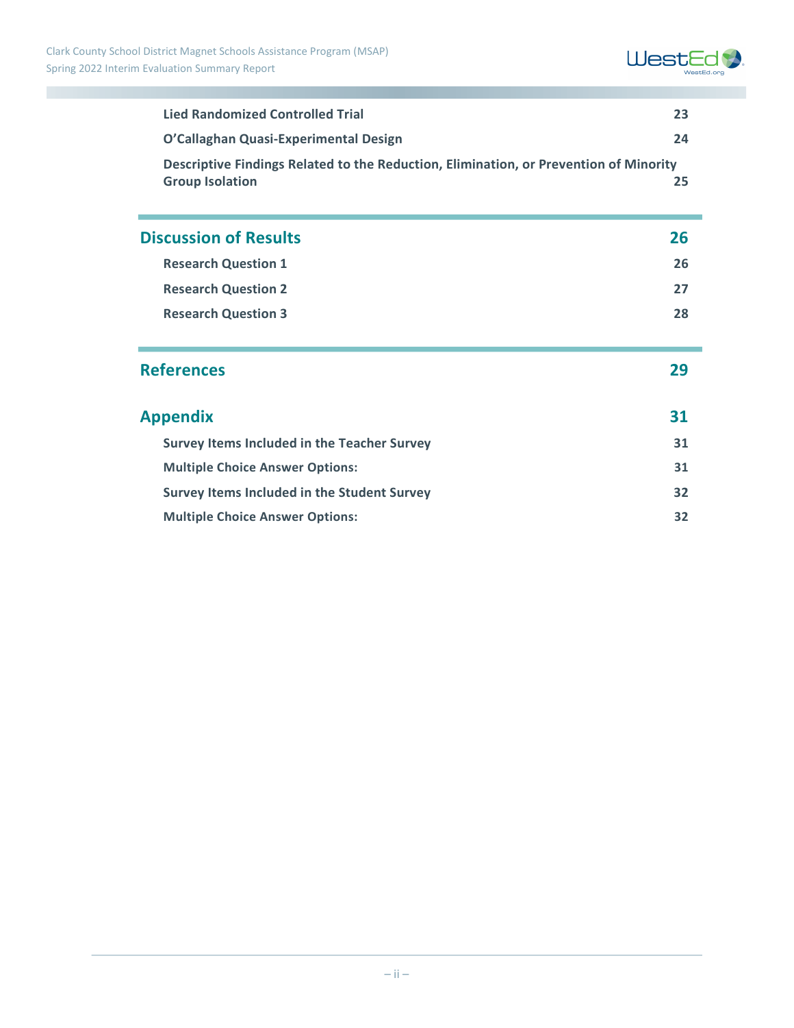Lied Randomized Controlled Trial 23

O'Callaghan Quasi-Experimental Design 24

Descriptive Findings Related to the Reduction, Elimination, or Prevention of Minority Group Isolation 25

## Discussion of Results 26

Research Question 1 26

Research Question 2 27

Research Question 3 28

## References 29

## Appendix 31

Survey Items Included in the Teacher Survey 31

Multiple Choice Answer Options: 31

Survey Items Included in the Student Survey 32

Multiple Choice Answer Options: 32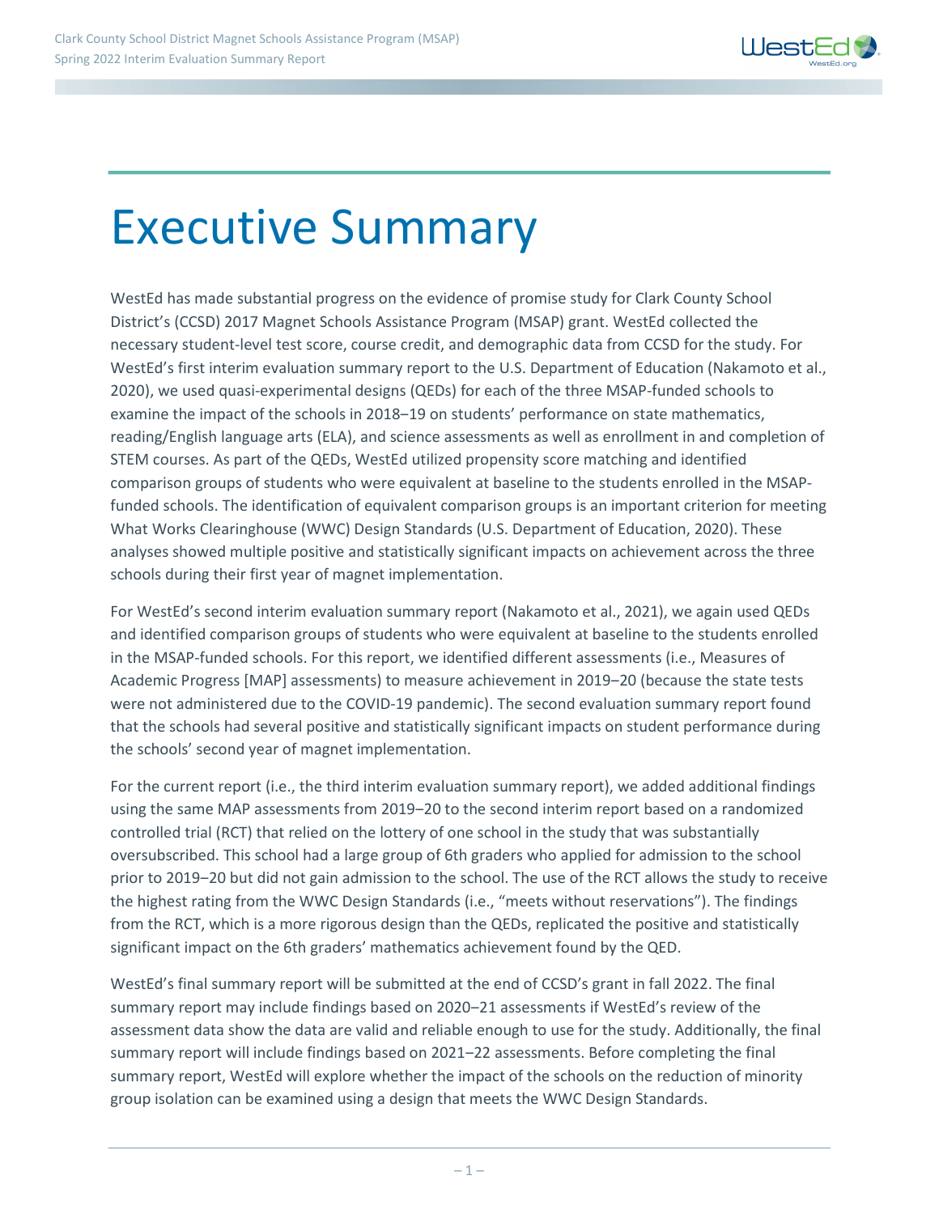# Executive Summary

WestEd has made substantial progress on the evidence of promise study for Clark County School District's (CCSD) 2017 Magnet Schools Assistance Program (MSAP) grant. WestEd collected the necessary student-level test score, course credit, and demographic data from CCSD for the study. For WestEd's first interim evaluation summary report to the U.S. Department of Education (Nakamoto et al., 2020), we used quasi-experimental designs (QEDs) for each of the three MSAP-funded schools to examine the impact of the schools in 2018–19 on students' performance on state mathematics, reading/English language arts (ELA), and science assessments as well as enrollment in and completion of STEM courses. As part of the QEDs, WestEd utilized propensity score matching and identified comparison groups of students who were equivalent at baseline to the students enrolled in the MSAP-funded schools. The identification of equivalent comparison groups is an important criterion for meeting What Works Clearinghouse (WWC) Design Standards (U.S. Department of Education, 2020). These analyses showed multiple positive and statistically significant impacts on achievement across the three schools during their first year of magnet implementation.

For WestEd's second interim evaluation summary report (Nakamoto et al., 2021), we again used QEDs and identified comparison groups of students who were equivalent at baseline to the students enrolled in the MSAP-funded schools. For this report, we identified different assessments (i.e., Measures of Academic Progress [MAP] assessments) to measure achievement in 2019–20 (because the state tests were not administered due to the COVID-19 pandemic). The second evaluation summary report found that the schools had several positive and statistically significant impacts on student performance during the schools' second year of magnet implementation.

For the current report (i.e., the third interim evaluation summary report), we added additional findings using the same MAP assessments from 2019–20 to the second interim report based on a randomized controlled trial (RCT) that relied on the lottery of one school in the study that was substantially oversubscribed. This school had a large group of 6th graders who applied for admission to the school prior to 2019–20 but did not gain admission to the school. The use of the RCT allows the study to receive the highest rating from the WWC Design Standards (i.e., "meets without reservations"). The findings from the RCT, which is a more rigorous design than the QEDs, replicated the positive and statistically significant impact on the 6th graders' mathematics achievement found by the QED.

WestEd's final summary report will be submitted at the end of CCSD's grant in fall 2022. The final summary report may include findings based on 2020–21 assessments if WestEd's review of the assessment data show the data are valid and reliable enough to use for the study. Additionally, the final summary report will include findings based on 2021–22 assessments. Before completing the final summary report, WestEd will explore whether the impact of the schools on the reduction of minority group isolation can be examined using a design that meets the WWC Design Standards.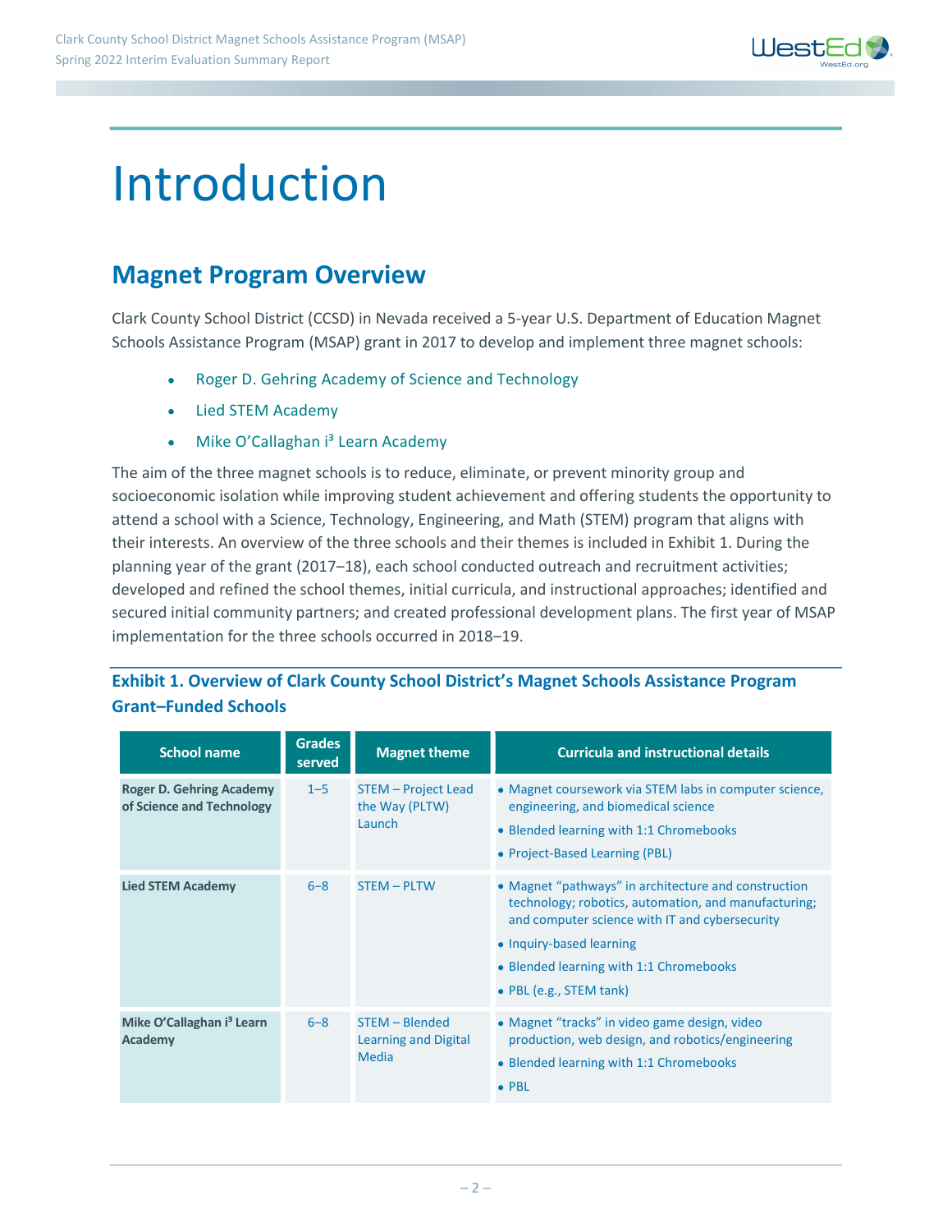# Introduction

## Magnet Program Overview

Clark County School District (CCSD) in Nevada received a 5-year U.S. Department of Education Magnet Schools Assistance Program (MSAP) grant in 2017 to develop and implement three magnet schools:

- Roger D. Gehring Academy of Science and Technology
- Lied STEM Academy
- Mike O'Callaghan i³ Learn Academy

The aim of the three magnet schools is to reduce, eliminate, or prevent minority group and socioeconomic isolation while improving student achievement and offering students the opportunity to attend a school with a Science, Technology, Engineering, and Math (STEM) program that aligns with their interests. An overview of the three schools and their themes is included in Exhibit 1. During the planning year of the grant (2017–18), each school conducted outreach and recruitment activities; developed and refined the school themes, initial curricula, and instructional approaches; identified and secured initial community partners; and created professional development plans. The first year of MSAP implementation for the three schools occurred in 2018–19.

### Exhibit 1. Overview of Clark County School District's Magnet Schools Assistance Program Grant–Funded Schools

| School name | Grades served | Magnet theme | Curricula and instructional details |
|---|---|---|---|
| **Roger D. Gehring Academy of Science and Technology** | 1–5 | STEM – Project Lead the Way (PLTW) Launch | • Magnet coursework via STEM labs in computer science, engineering, and biomedical science<br>• Blended learning with 1:1 Chromebooks<br>• Project-Based Learning (PBL) |
| **Lied STEM Academy** | 6–8 | STEM – PLTW | • Magnet "pathways" in architecture and construction technology; robotics, automation, and manufacturing; and computer science with IT and cybersecurity<br>• Inquiry-based learning<br>• Blended learning with 1:1 Chromebooks<br>• PBL (e.g., STEM tank) |
| **Mike O'Callaghan i³ Learn Academy** | 6–8 | STEM – Blended Learning and Digital Media | • Magnet "tracks" in video game design, video production, web design, and robotics/engineering<br>• Blended learning with 1:1 Chromebooks<br>• PBL |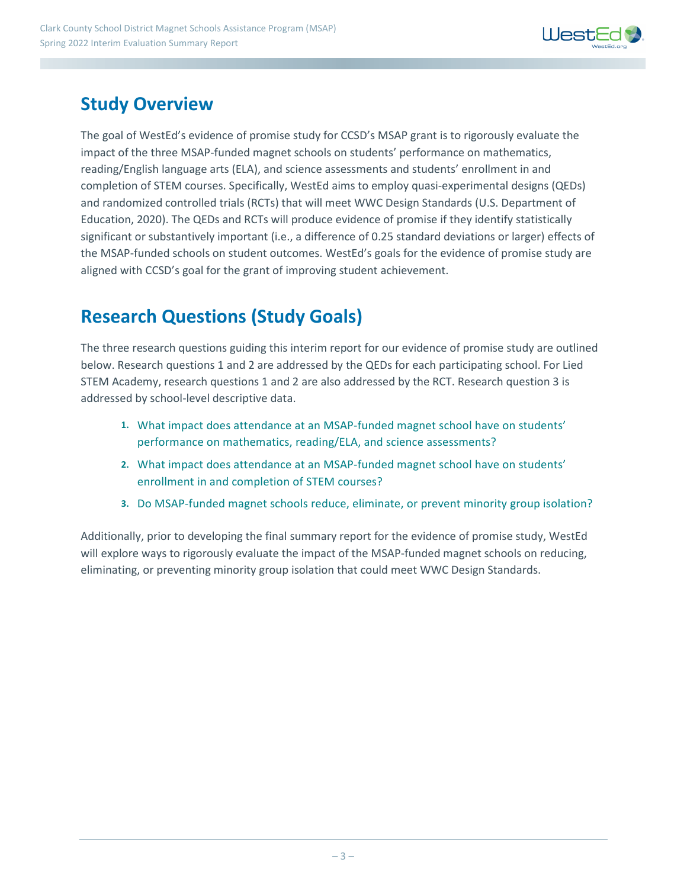## Study Overview

The goal of WestEd's evidence of promise study for CCSD's MSAP grant is to rigorously evaluate the impact of the three MSAP-funded magnet schools on students' performance on mathematics, reading/English language arts (ELA), and science assessments and students' enrollment in and completion of STEM courses. Specifically, WestEd aims to employ quasi-experimental designs (QEDs) and randomized controlled trials (RCTs) that will meet WWC Design Standards (U.S. Department of Education, 2020). The QEDs and RCTs will produce evidence of promise if they identify statistically significant or substantively important (i.e., a difference of 0.25 standard deviations or larger) effects of the MSAP-funded schools on student outcomes. WestEd's goals for the evidence of promise study are aligned with CCSD's goal for the grant of improving student achievement.

## Research Questions (Study Goals)

The three research questions guiding this interim report for our evidence of promise study are outlined below. Research questions 1 and 2 are addressed by the QEDs for each participating school. For Lied STEM Academy, research questions 1 and 2 are also addressed by the RCT. Research question 3 is addressed by school-level descriptive data.

1. What impact does attendance at an MSAP-funded magnet school have on students' performance on mathematics, reading/ELA, and science assessments?
2. What impact does attendance at an MSAP-funded magnet school have on students' enrollment in and completion of STEM courses?
3. Do MSAP-funded magnet schools reduce, eliminate, or prevent minority group isolation?

Additionally, prior to developing the final summary report for the evidence of promise study, WestEd will explore ways to rigorously evaluate the impact of the MSAP-funded magnet schools on reducing, eliminating, or preventing minority group isolation that could meet WWC Design Standards.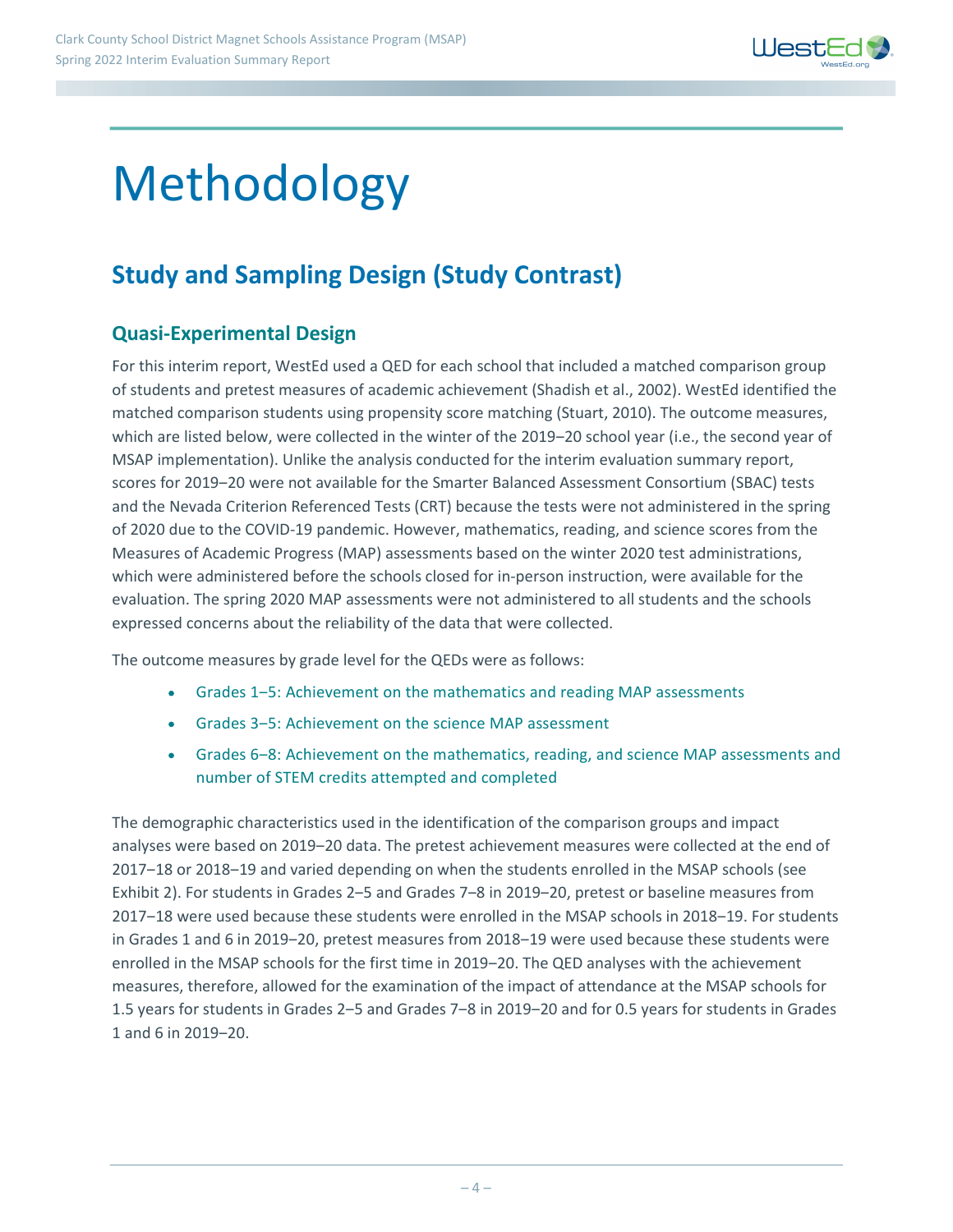# Methodology

## Study and Sampling Design (Study Contrast)

### Quasi-Experimental Design

For this interim report, WestEd used a QED for each school that included a matched comparison group of students and pretest measures of academic achievement (Shadish et al., 2002). WestEd identified the matched comparison students using propensity score matching (Stuart, 2010). The outcome measures, which are listed below, were collected in the winter of the 2019–20 school year (i.e., the second year of MSAP implementation). Unlike the analysis conducted for the interim evaluation summary report, scores for 2019–20 were not available for the Smarter Balanced Assessment Consortium (SBAC) tests and the Nevada Criterion Referenced Tests (CRT) because the tests were not administered in the spring of 2020 due to the COVID-19 pandemic. However, mathematics, reading, and science scores from the Measures of Academic Progress (MAP) assessments based on the winter 2020 test administrations, which were administered before the schools closed for in-person instruction, were available for the evaluation. The spring 2020 MAP assessments were not administered to all students and the schools expressed concerns about the reliability of the data that were collected.

The outcome measures by grade level for the QEDs were as follows:

- Grades 1–5: Achievement on the mathematics and reading MAP assessments
- Grades 3–5: Achievement on the science MAP assessment
- Grades 6–8: Achievement on the mathematics, reading, and science MAP assessments and number of STEM credits attempted and completed

The demographic characteristics used in the identification of the comparison groups and impact analyses were based on 2019–20 data. The pretest achievement measures were collected at the end of 2017–18 or 2018–19 and varied depending on when the students enrolled in the MSAP schools (see Exhibit 2). For students in Grades 2–5 and Grades 7–8 in 2019–20, pretest or baseline measures from 2017–18 were used because these students were enrolled in the MSAP schools in 2018–19. For students in Grades 1 and 6 in 2019–20, pretest measures from 2018–19 were used because these students were enrolled in the MSAP schools for the first time in 2019–20. The QED analyses with the achievement measures, therefore, allowed for the examination of the impact of attendance at the MSAP schools for 1.5 years for students in Grades 2–5 and Grades 7–8 in 2019–20 and for 0.5 years for students in Grades 1 and 6 in 2019–20.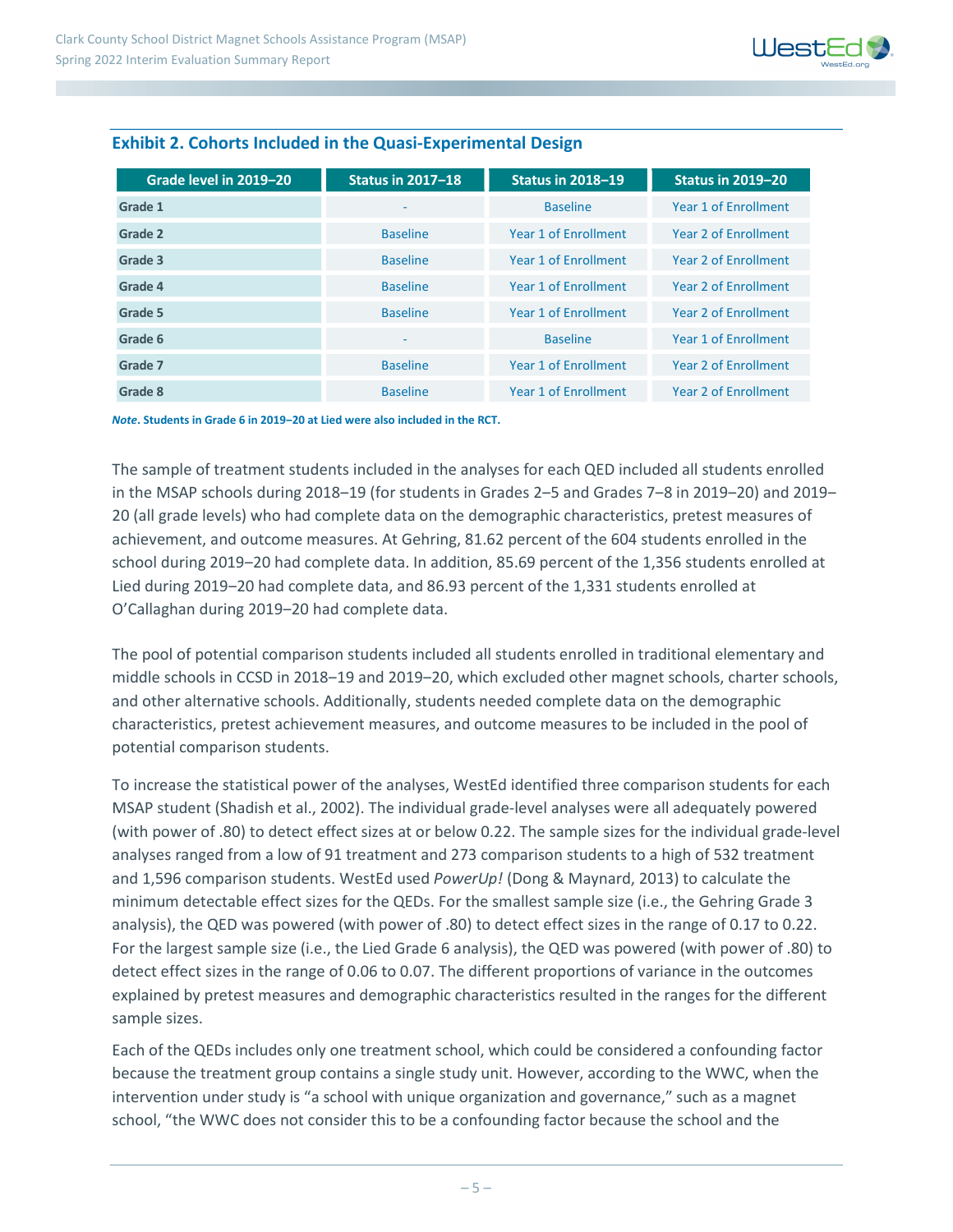### Exhibit 2. Cohorts Included in the Quasi-Experimental Design

| Grade level in 2019–20 | Status in 2017–18 | Status in 2018–19 | Status in 2019–20 |
|---|---|---|---|
| Grade 1 | - | Baseline | Year 1 of Enrollment |
| Grade 2 | Baseline | Year 1 of Enrollment | Year 2 of Enrollment |
| Grade 3 | Baseline | Year 1 of Enrollment | Year 2 of Enrollment |
| Grade 4 | Baseline | Year 1 of Enrollment | Year 2 of Enrollment |
| Grade 5 | Baseline | Year 1 of Enrollment | Year 2 of Enrollment |
| Grade 6 | - | Baseline | Year 1 of Enrollment |
| Grade 7 | Baseline | Year 1 of Enrollment | Year 2 of Enrollment |
| Grade 8 | Baseline | Year 1 of Enrollment | Year 2 of Enrollment |

***Note*. Students in Grade 6 in 2019–20 at Lied were also included in the RCT.**

The sample of treatment students included in the analyses for each QED included all students enrolled in the MSAP schools during 2018–19 (for students in Grades 2–5 and Grades 7–8 in 2019–20) and 2019–20 (all grade levels) who had complete data on the demographic characteristics, pretest measures of achievement, and outcome measures. At Gehring, 81.62 percent of the 604 students enrolled in the school during 2019–20 had complete data. In addition, 85.69 percent of the 1,356 students enrolled at Lied during 2019–20 had complete data, and 86.93 percent of the 1,331 students enrolled at O'Callaghan during 2019–20 had complete data.

The pool of potential comparison students included all students enrolled in traditional elementary and middle schools in CCSD in 2018–19 and 2019–20, which excluded other magnet schools, charter schools, and other alternative schools. Additionally, students needed complete data on the demographic characteristics, pretest achievement measures, and outcome measures to be included in the pool of potential comparison students.

To increase the statistical power of the analyses, WestEd identified three comparison students for each MSAP student (Shadish et al., 2002). The individual grade-level analyses were all adequately powered (with power of .80) to detect effect sizes at or below 0.22. The sample sizes for the individual grade-level analyses ranged from a low of 91 treatment and 273 comparison students to a high of 532 treatment and 1,596 comparison students. WestEd used *PowerUp!* (Dong & Maynard, 2013) to calculate the minimum detectable effect sizes for the QEDs. For the smallest sample size (i.e., the Gehring Grade 3 analysis), the QED was powered (with power of .80) to detect effect sizes in the range of 0.17 to 0.22. For the largest sample size (i.e., the Lied Grade 6 analysis), the QED was powered (with power of .80) to detect effect sizes in the range of 0.06 to 0.07. The different proportions of variance in the outcomes explained by pretest measures and demographic characteristics resulted in the ranges for the different sample sizes.

Each of the QEDs includes only one treatment school, which could be considered a confounding factor because the treatment group contains a single study unit. However, according to the WWC, when the intervention under study is "a school with unique organization and governance," such as a magnet school, "the WWC does not consider this to be a confounding factor because the school and the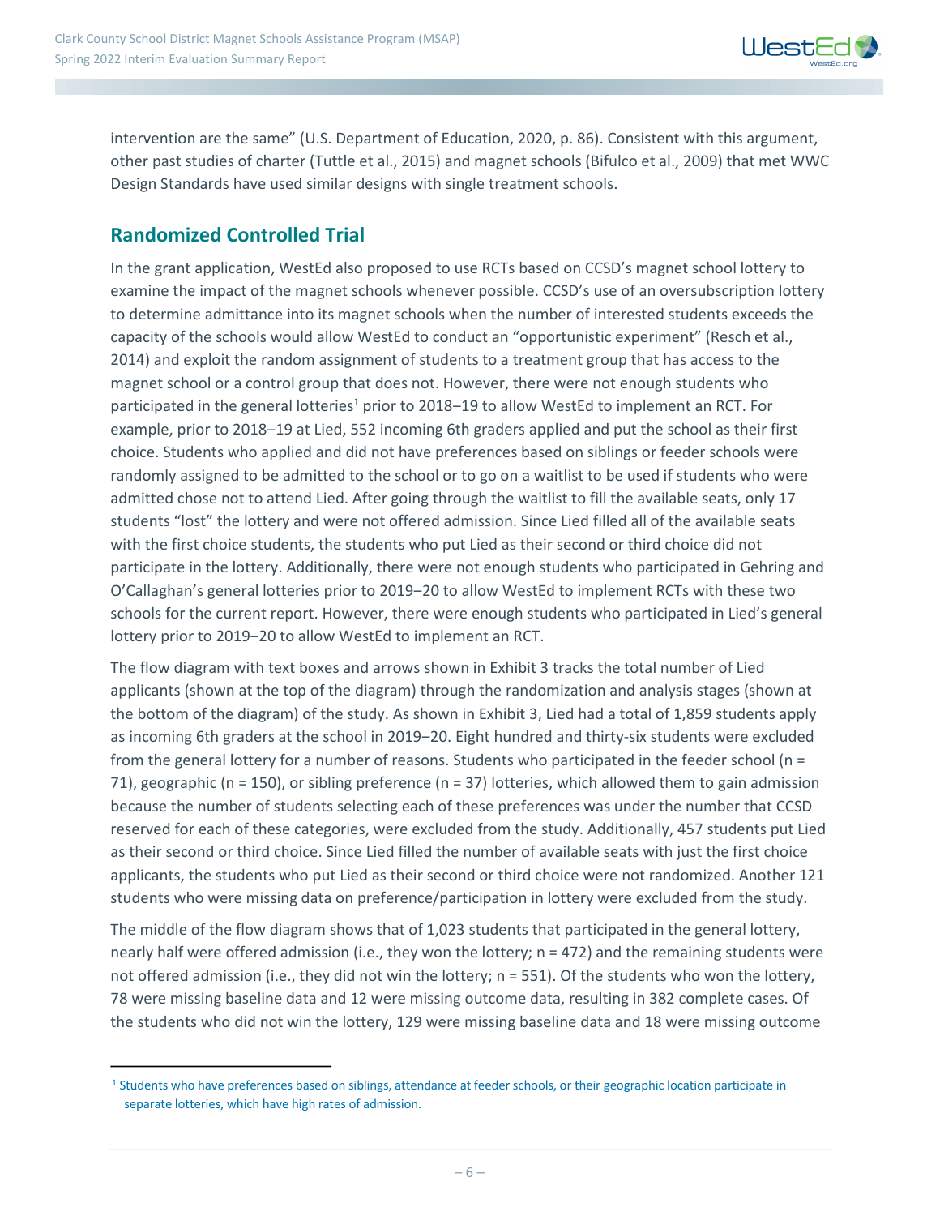intervention are the same" (U.S. Department of Education, 2020, p. 86). Consistent with this argument, other past studies of charter (Tuttle et al., 2015) and magnet schools (Bifulco et al., 2009) that met WWC Design Standards have used similar designs with single treatment schools.

## Randomized Controlled Trial

In the grant application, WestEd also proposed to use RCTs based on CCSD's magnet school lottery to examine the impact of the magnet schools whenever possible. CCSD's use of an oversubscription lottery to determine admittance into its magnet schools when the number of interested students exceeds the capacity of the schools would allow WestEd to conduct an "opportunistic experiment" (Resch et al., 2014) and exploit the random assignment of students to a treatment group that has access to the magnet school or a control group that does not. However, there were not enough students who participated in the general lotteries[1] prior to 2018–19 to allow WestEd to implement an RCT. For example, prior to 2018–19 at Lied, 552 incoming 6th graders applied and put the school as their first choice. Students who applied and did not have preferences based on siblings or feeder schools were randomly assigned to be admitted to the school or to go on a waitlist to be used if students who were admitted chose not to attend Lied. After going through the waitlist to fill the available seats, only 17 students "lost" the lottery and were not offered admission. Since Lied filled all of the available seats with the first choice students, the students who put Lied as their second or third choice did not participate in the lottery. Additionally, there were not enough students who participated in Gehring and O'Callaghan's general lotteries prior to 2019–20 to allow WestEd to implement RCTs with these two schools for the current report. However, there were enough students who participated in Lied's general lottery prior to 2019–20 to allow WestEd to implement an RCT.

The flow diagram with text boxes and arrows shown in Exhibit 3 tracks the total number of Lied applicants (shown at the top of the diagram) through the randomization and analysis stages (shown at the bottom of the diagram) of the study. As shown in Exhibit 3, Lied had a total of 1,859 students apply as incoming 6th graders at the school in 2019–20. Eight hundred and thirty-six students were excluded from the general lottery for a number of reasons. Students who participated in the feeder school (n = 71), geographic (n = 150), or sibling preference (n = 37) lotteries, which allowed them to gain admission because the number of students selecting each of these preferences was under the number that CCSD reserved for each of these categories, were excluded from the study. Additionally, 457 students put Lied as their second or third choice. Since Lied filled the number of available seats with just the first choice applicants, the students who put Lied as their second or third choice were not randomized. Another 121 students who were missing data on preference/participation in lottery were excluded from the study.

The middle of the flow diagram shows that of 1,023 students that participated in the general lottery, nearly half were offered admission (i.e., they won the lottery; n = 472) and the remaining students were not offered admission (i.e., they did not win the lottery; n = 551). Of the students who won the lottery, 78 were missing baseline data and 12 were missing outcome data, resulting in 382 complete cases. Of the students who did not win the lottery, 129 were missing baseline data and 18 were missing outcome

[1] Students who have preferences based on siblings, attendance at feeder schools, or their geographic location participate in separate lotteries, which have high rates of admission.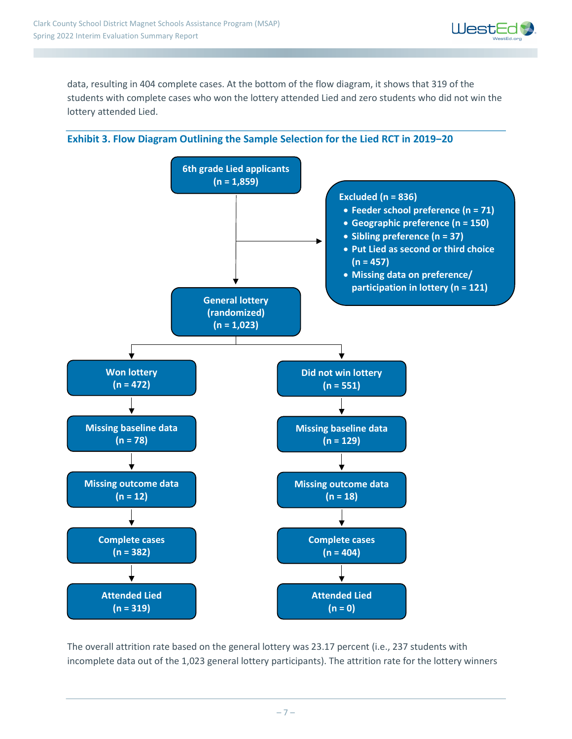data, resulting in 404 complete cases. At the bottom of the flow diagram, it shows that 319 of the students with complete cases who won the lottery attended Lied and zero students who did not win the lottery attended Lied.

### Exhibit 3. Flow Diagram Outlining the Sample Selection for the Lied RCT in 2019–20

**6th grade Lied applicants (n = 1,859)**

**Excluded (n = 836)**
- Feeder school preference (n = 71)
- Geographic preference (n = 150)
- Sibling preference (n = 37)
- Put Lied as second or third choice (n = 457)
- Missing data on preference/ participation in lottery (n = 121)

**General lottery (randomized) (n = 1,023)**

| Won lottery | Did not win lottery |
|---|---|
| Won lottery (n = 472) | Did not win lottery (n = 551) |
| Missing baseline data (n = 78) | Missing baseline data (n = 129) |
| Missing outcome data (n = 12) | Missing outcome data (n = 18) |
| Complete cases (n = 382) | Complete cases (n = 404) |
| Attended Lied (n = 319) | Attended Lied (n = 0) |

The overall attrition rate based on the general lottery was 23.17 percent (i.e., 237 students with incomplete data out of the 1,023 general lottery participants). The attrition rate for the lottery winners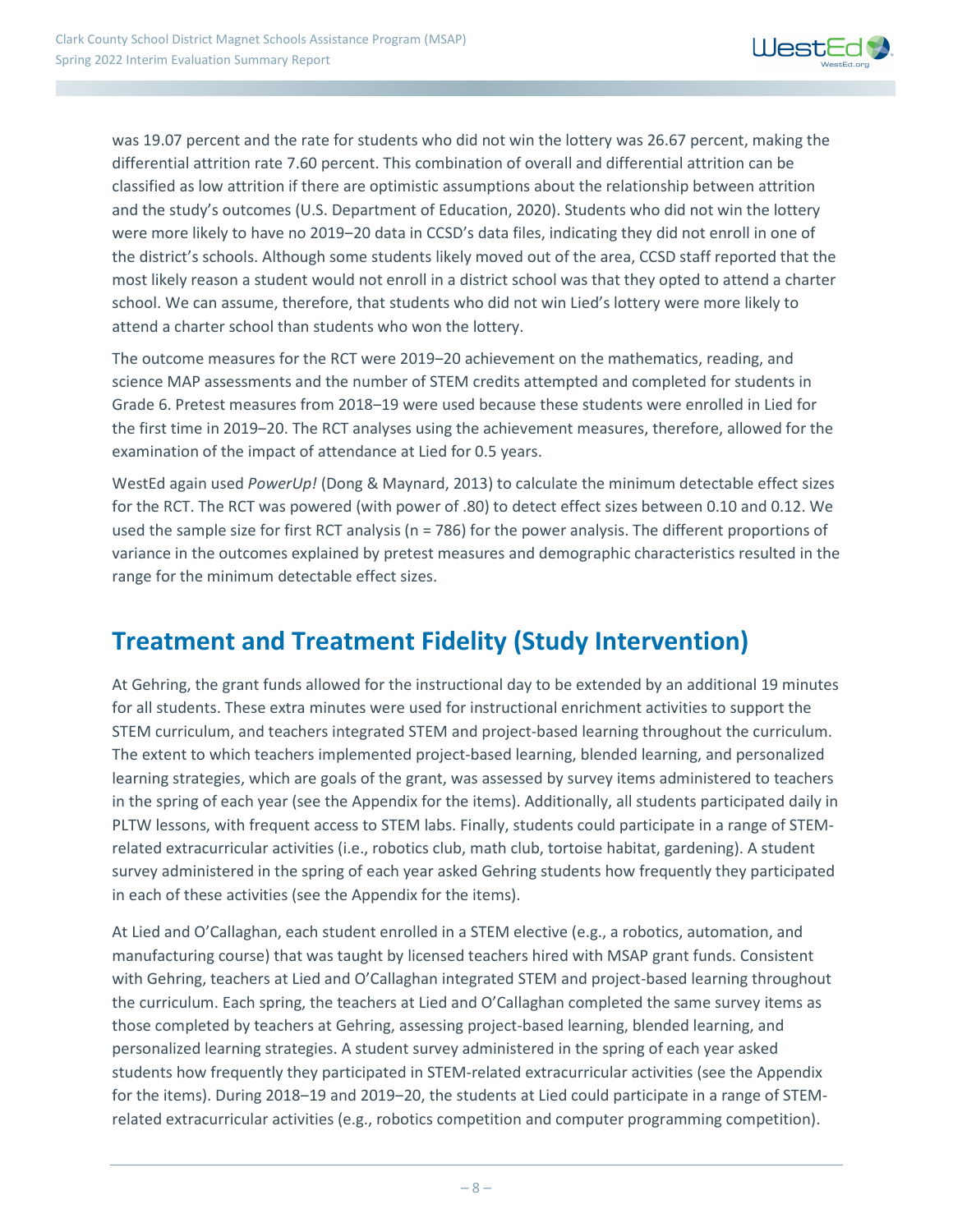was 19.07 percent and the rate for students who did not win the lottery was 26.67 percent, making the differential attrition rate 7.60 percent. This combination of overall and differential attrition can be classified as low attrition if there are optimistic assumptions about the relationship between attrition and the study's outcomes (U.S. Department of Education, 2020). Students who did not win the lottery were more likely to have no 2019–20 data in CCSD's data files, indicating they did not enroll in one of the district's schools. Although some students likely moved out of the area, CCSD staff reported that the most likely reason a student would not enroll in a district school was that they opted to attend a charter school. We can assume, therefore, that students who did not win Lied's lottery were more likely to attend a charter school than students who won the lottery.

The outcome measures for the RCT were 2019–20 achievement on the mathematics, reading, and science MAP assessments and the number of STEM credits attempted and completed for students in Grade 6. Pretest measures from 2018–19 were used because these students were enrolled in Lied for the first time in 2019–20. The RCT analyses using the achievement measures, therefore, allowed for the examination of the impact of attendance at Lied for 0.5 years.

WestEd again used *PowerUp!* (Dong & Maynard, 2013) to calculate the minimum detectable effect sizes for the RCT. The RCT was powered (with power of .80) to detect effect sizes between 0.10 and 0.12. We used the sample size for first RCT analysis (n = 786) for the power analysis. The different proportions of variance in the outcomes explained by pretest measures and demographic characteristics resulted in the range for the minimum detectable effect sizes.

## Treatment and Treatment Fidelity (Study Intervention)

At Gehring, the grant funds allowed for the instructional day to be extended by an additional 19 minutes for all students. These extra minutes were used for instructional enrichment activities to support the STEM curriculum, and teachers integrated STEM and project-based learning throughout the curriculum. The extent to which teachers implemented project-based learning, blended learning, and personalized learning strategies, which are goals of the grant, was assessed by survey items administered to teachers in the spring of each year (see the Appendix for the items). Additionally, all students participated daily in PLTW lessons, with frequent access to STEM labs. Finally, students could participate in a range of STEM-related extracurricular activities (i.e., robotics club, math club, tortoise habitat, gardening). A student survey administered in the spring of each year asked Gehring students how frequently they participated in each of these activities (see the Appendix for the items).

At Lied and O'Callaghan, each student enrolled in a STEM elective (e.g., a robotics, automation, and manufacturing course) that was taught by licensed teachers hired with MSAP grant funds. Consistent with Gehring, teachers at Lied and O'Callaghan integrated STEM and project-based learning throughout the curriculum. Each spring, the teachers at Lied and O'Callaghan completed the same survey items as those completed by teachers at Gehring, assessing project-based learning, blended learning, and personalized learning strategies. A student survey administered in the spring of each year asked students how frequently they participated in STEM-related extracurricular activities (see the Appendix for the items). During 2018–19 and 2019–20, the students at Lied could participate in a range of STEM-related extracurricular activities (e.g., robotics competition and computer programming competition).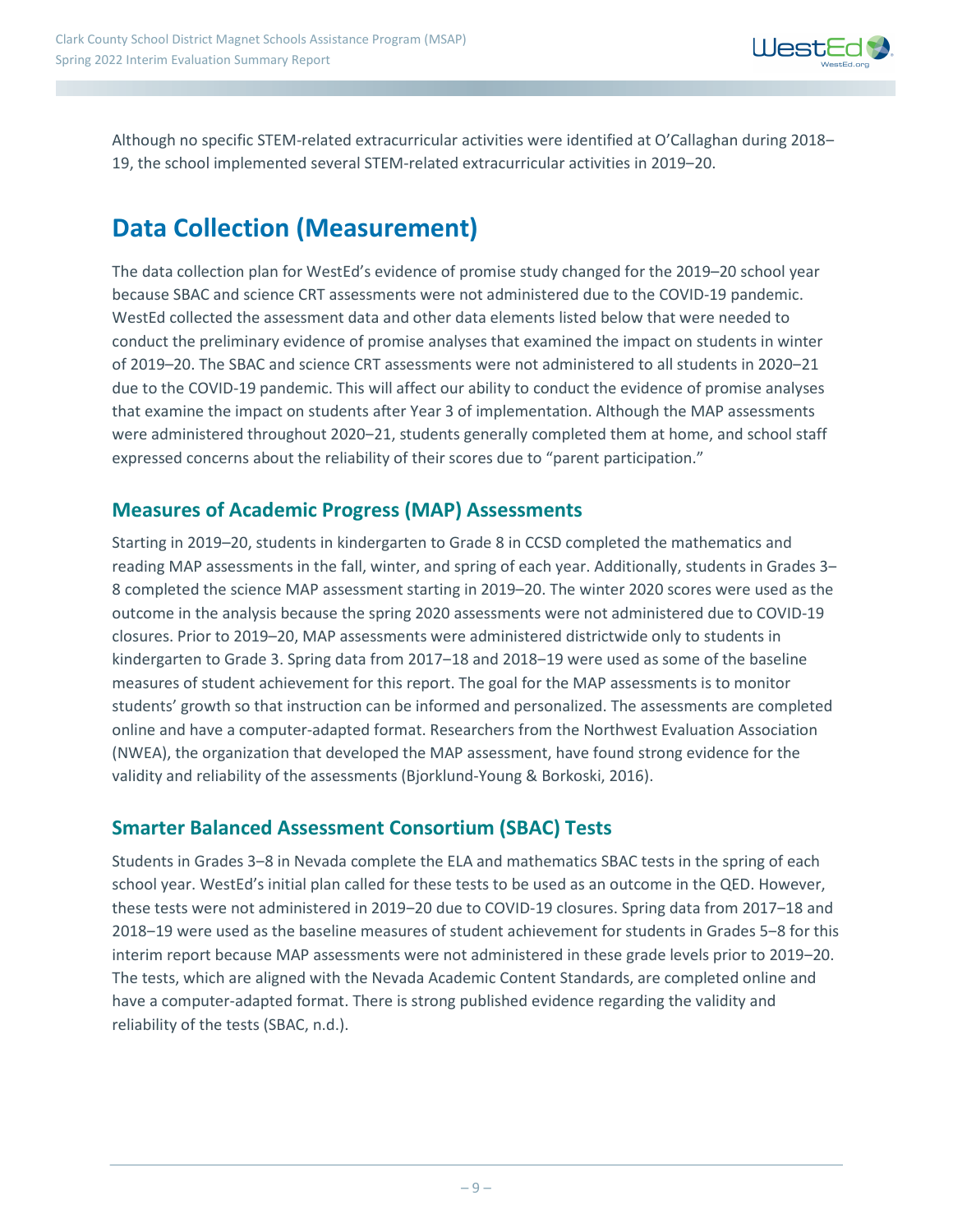Although no specific STEM-related extracurricular activities were identified at O'Callaghan during 2018–19, the school implemented several STEM-related extracurricular activities in 2019–20.

# Data Collection (Measurement)

The data collection plan for WestEd's evidence of promise study changed for the 2019–20 school year because SBAC and science CRT assessments were not administered due to the COVID-19 pandemic. WestEd collected the assessment data and other data elements listed below that were needed to conduct the preliminary evidence of promise analyses that examined the impact on students in winter of 2019–20. The SBAC and science CRT assessments were not administered to all students in 2020–21 due to the COVID-19 pandemic. This will affect our ability to conduct the evidence of promise analyses that examine the impact on students after Year 3 of implementation. Although the MAP assessments were administered throughout 2020–21, students generally completed them at home, and school staff expressed concerns about the reliability of their scores due to "parent participation."

## Measures of Academic Progress (MAP) Assessments

Starting in 2019–20, students in kindergarten to Grade 8 in CCSD completed the mathematics and reading MAP assessments in the fall, winter, and spring of each year. Additionally, students in Grades 3–8 completed the science MAP assessment starting in 2019–20. The winter 2020 scores were used as the outcome in the analysis because the spring 2020 assessments were not administered due to COVID-19 closures. Prior to 2019–20, MAP assessments were administered districtwide only to students in kindergarten to Grade 3. Spring data from 2017–18 and 2018–19 were used as some of the baseline measures of student achievement for this report. The goal for the MAP assessments is to monitor students' growth so that instruction can be informed and personalized. The assessments are completed online and have a computer-adapted format. Researchers from the Northwest Evaluation Association (NWEA), the organization that developed the MAP assessment, have found strong evidence for the validity and reliability of the assessments (Bjorklund-Young & Borkoski, 2016).

## Smarter Balanced Assessment Consortium (SBAC) Tests

Students in Grades 3–8 in Nevada complete the ELA and mathematics SBAC tests in the spring of each school year. WestEd's initial plan called for these tests to be used as an outcome in the QED. However, these tests were not administered in 2019–20 due to COVID-19 closures. Spring data from 2017–18 and 2018–19 were used as the baseline measures of student achievement for students in Grades 5–8 for this interim report because MAP assessments were not administered in these grade levels prior to 2019–20. The tests, which are aligned with the Nevada Academic Content Standards, are completed online and have a computer-adapted format. There is strong published evidence regarding the validity and reliability of the tests (SBAC, n.d.).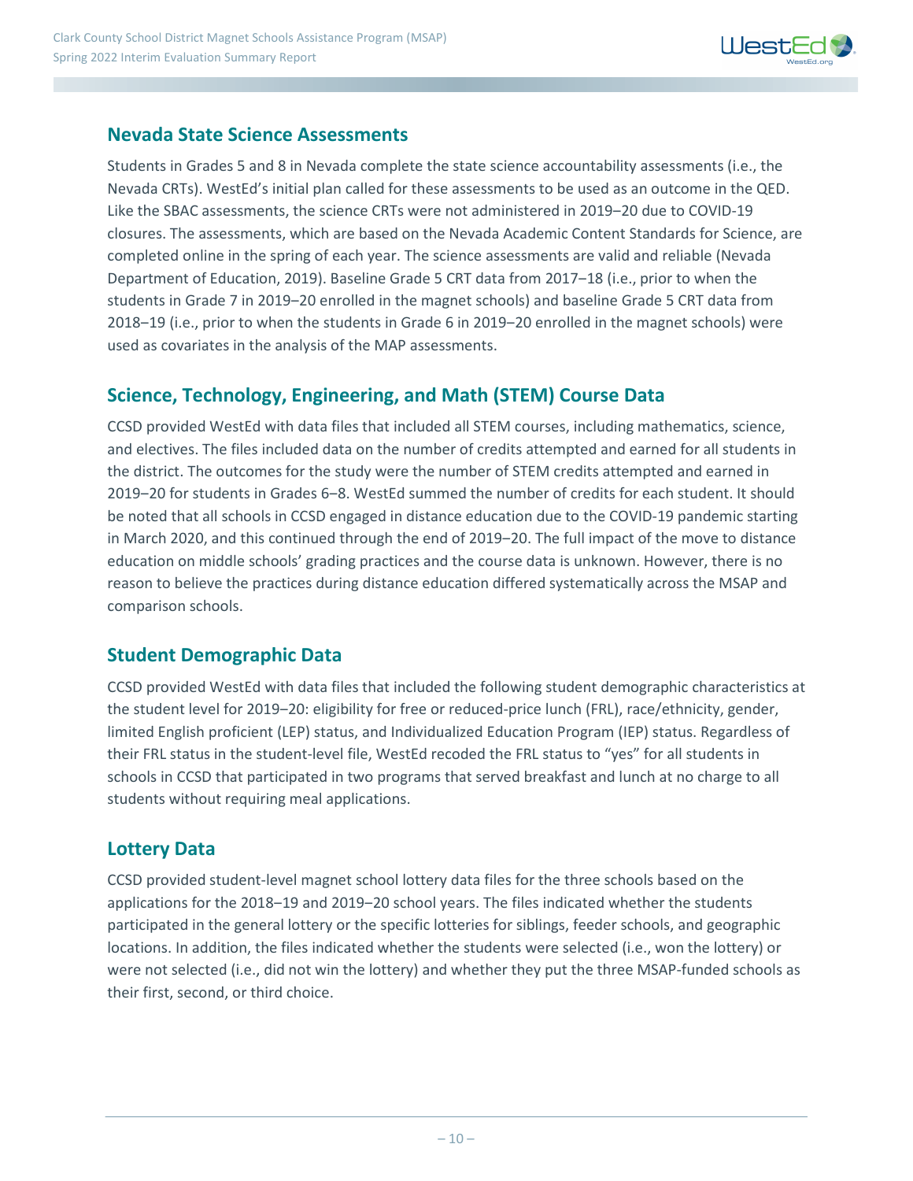## Nevada State Science Assessments

Students in Grades 5 and 8 in Nevada complete the state science accountability assessments (i.e., the Nevada CRTs). WestEd's initial plan called for these assessments to be used as an outcome in the QED. Like the SBAC assessments, the science CRTs were not administered in 2019–20 due to COVID-19 closures. The assessments, which are based on the Nevada Academic Content Standards for Science, are completed online in the spring of each year. The science assessments are valid and reliable (Nevada Department of Education, 2019). Baseline Grade 5 CRT data from 2017–18 (i.e., prior to when the students in Grade 7 in 2019–20 enrolled in the magnet schools) and baseline Grade 5 CRT data from 2018–19 (i.e., prior to when the students in Grade 6 in 2019–20 enrolled in the magnet schools) were used as covariates in the analysis of the MAP assessments.

## Science, Technology, Engineering, and Math (STEM) Course Data

CCSD provided WestEd with data files that included all STEM courses, including mathematics, science, and electives. The files included data on the number of credits attempted and earned for all students in the district. The outcomes for the study were the number of STEM credits attempted and earned in 2019–20 for students in Grades 6–8. WestEd summed the number of credits for each student. It should be noted that all schools in CCSD engaged in distance education due to the COVID-19 pandemic starting in March 2020, and this continued through the end of 2019–20. The full impact of the move to distance education on middle schools' grading practices and the course data is unknown. However, there is no reason to believe the practices during distance education differed systematically across the MSAP and comparison schools.

## Student Demographic Data

CCSD provided WestEd with data files that included the following student demographic characteristics at the student level for 2019–20: eligibility for free or reduced-price lunch (FRL), race/ethnicity, gender, limited English proficient (LEP) status, and Individualized Education Program (IEP) status. Regardless of their FRL status in the student-level file, WestEd recoded the FRL status to "yes" for all students in schools in CCSD that participated in two programs that served breakfast and lunch at no charge to all students without requiring meal applications.

## Lottery Data

CCSD provided student-level magnet school lottery data files for the three schools based on the applications for the 2018–19 and 2019–20 school years. The files indicated whether the students participated in the general lottery or the specific lotteries for siblings, feeder schools, and geographic locations. In addition, the files indicated whether the students were selected (i.e., won the lottery) or were not selected (i.e., did not win the lottery) and whether they put the three MSAP-funded schools as their first, second, or third choice.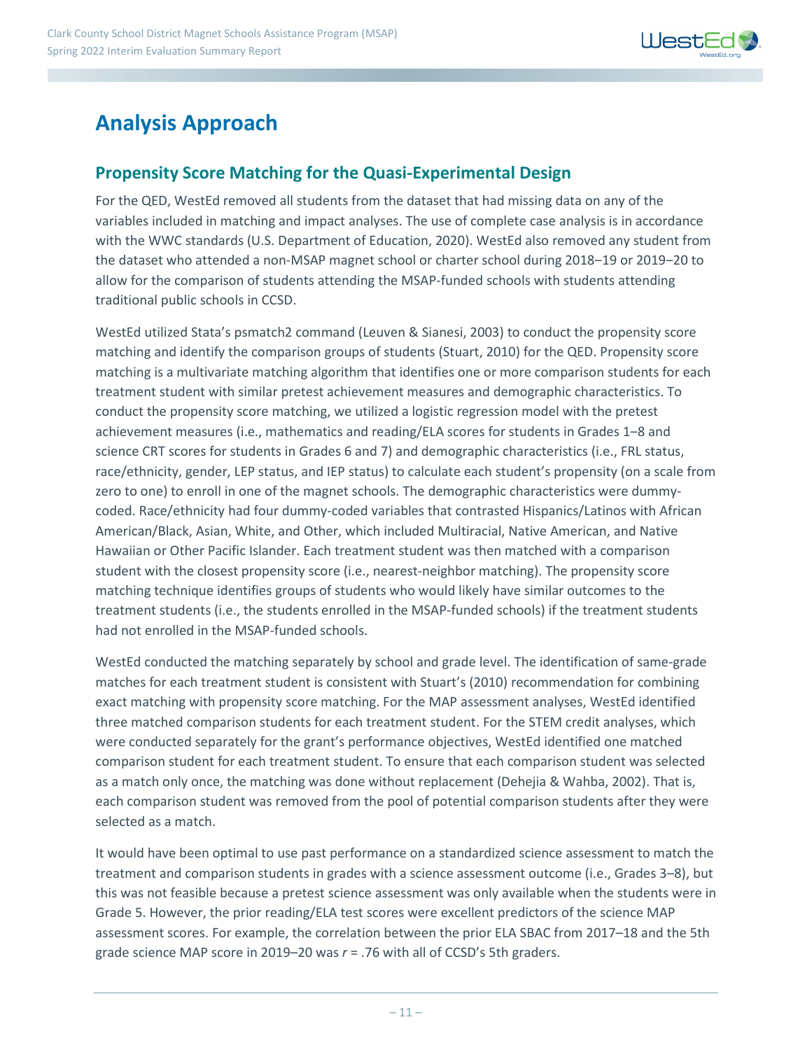# Analysis Approach

## Propensity Score Matching for the Quasi-Experimental Design

For the QED, WestEd removed all students from the dataset that had missing data on any of the variables included in matching and impact analyses. The use of complete case analysis is in accordance with the WWC standards (U.S. Department of Education, 2020). WestEd also removed any student from the dataset who attended a non-MSAP magnet school or charter school during 2018–19 or 2019–20 to allow for the comparison of students attending the MSAP-funded schools with students attending traditional public schools in CCSD.

WestEd utilized Stata's psmatch2 command (Leuven & Sianesi, 2003) to conduct the propensity score matching and identify the comparison groups of students (Stuart, 2010) for the QED. Propensity score matching is a multivariate matching algorithm that identifies one or more comparison students for each treatment student with similar pretest achievement measures and demographic characteristics. To conduct the propensity score matching, we utilized a logistic regression model with the pretest achievement measures (i.e., mathematics and reading/ELA scores for students in Grades 1–8 and science CRT scores for students in Grades 6 and 7) and demographic characteristics (i.e., FRL status, race/ethnicity, gender, LEP status, and IEP status) to calculate each student's propensity (on a scale from zero to one) to enroll in one of the magnet schools. The demographic characteristics were dummy-coded. Race/ethnicity had four dummy-coded variables that contrasted Hispanics/Latinos with African American/Black, Asian, White, and Other, which included Multiracial, Native American, and Native Hawaiian or Other Pacific Islander. Each treatment student was then matched with a comparison student with the closest propensity score (i.e., nearest-neighbor matching). The propensity score matching technique identifies groups of students who would likely have similar outcomes to the treatment students (i.e., the students enrolled in the MSAP-funded schools) if the treatment students had not enrolled in the MSAP-funded schools.

WestEd conducted the matching separately by school and grade level. The identification of same-grade matches for each treatment student is consistent with Stuart's (2010) recommendation for combining exact matching with propensity score matching. For the MAP assessment analyses, WestEd identified three matched comparison students for each treatment student. For the STEM credit analyses, which were conducted separately for the grant's performance objectives, WestEd identified one matched comparison student for each treatment student. To ensure that each comparison student was selected as a match only once, the matching was done without replacement (Dehejia & Wahba, 2002). That is, each comparison student was removed from the pool of potential comparison students after they were selected as a match.

It would have been optimal to use past performance on a standardized science assessment to match the treatment and comparison students in grades with a science assessment outcome (i.e., Grades 3–8), but this was not feasible because a pretest science assessment was only available when the students were in Grade 5. However, the prior reading/ELA test scores were excellent predictors of the science MAP assessment scores. For example, the correlation between the prior ELA SBAC from 2017–18 and the 5th grade science MAP score in 2019–20 was $r = .76$ with all of CCSD's 5th graders.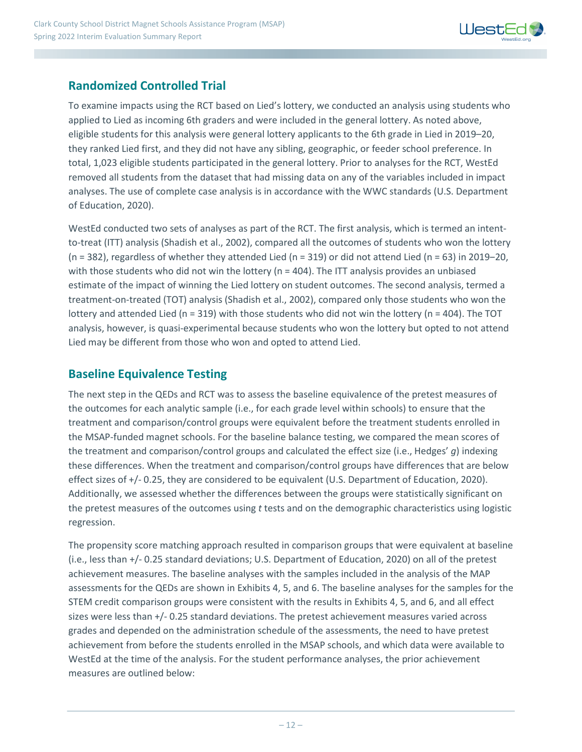## Randomized Controlled Trial

To examine impacts using the RCT based on Lied's lottery, we conducted an analysis using students who applied to Lied as incoming 6th graders and were included in the general lottery. As noted above, eligible students for this analysis were general lottery applicants to the 6th grade in Lied in 2019–20, they ranked Lied first, and they did not have any sibling, geographic, or feeder school preference. In total, 1,023 eligible students participated in the general lottery. Prior to analyses for the RCT, WestEd removed all students from the dataset that had missing data on any of the variables included in impact analyses. The use of complete case analysis is in accordance with the WWC standards (U.S. Department of Education, 2020).

WestEd conducted two sets of analyses as part of the RCT. The first analysis, which is termed an intent-to-treat (ITT) analysis (Shadish et al., 2002), compared all the outcomes of students who won the lottery (n = 382), regardless of whether they attended Lied (n = 319) or did not attend Lied (n = 63) in 2019–20, with those students who did not win the lottery (n = 404). The ITT analysis provides an unbiased estimate of the impact of winning the Lied lottery on student outcomes. The second analysis, termed a treatment-on-treated (TOT) analysis (Shadish et al., 2002), compared only those students who won the lottery and attended Lied (n = 319) with those students who did not win the lottery (n = 404). The TOT analysis, however, is quasi-experimental because students who won the lottery but opted to not attend Lied may be different from those who won and opted to attend Lied.

## Baseline Equivalence Testing

The next step in the QEDs and RCT was to assess the baseline equivalence of the pretest measures of the outcomes for each analytic sample (i.e., for each grade level within schools) to ensure that the treatment and comparison/control groups were equivalent before the treatment students enrolled in the MSAP-funded magnet schools. For the baseline balance testing, we compared the mean scores of the treatment and comparison/control groups and calculated the effect size (i.e., Hedges' *g*) indexing these differences. When the treatment and comparison/control groups have differences that are below effect sizes of +/- 0.25, they are considered to be equivalent (U.S. Department of Education, 2020). Additionally, we assessed whether the differences between the groups were statistically significant on the pretest measures of the outcomes using *t* tests and on the demographic characteristics using logistic regression.

The propensity score matching approach resulted in comparison groups that were equivalent at baseline (i.e., less than +/- 0.25 standard deviations; U.S. Department of Education, 2020) on all of the pretest achievement measures. The baseline analyses with the samples included in the analysis of the MAP assessments for the QEDs are shown in Exhibits 4, 5, and 6. The baseline analyses for the samples for the STEM credit comparison groups were consistent with the results in Exhibits 4, 5, and 6, and all effect sizes were less than +/- 0.25 standard deviations. The pretest achievement measures varied across grades and depended on the administration schedule of the assessments, the need to have pretest achievement from before the students enrolled in the MSAP schools, and which data were available to WestEd at the time of the analysis. For the student performance analyses, the prior achievement measures are outlined below: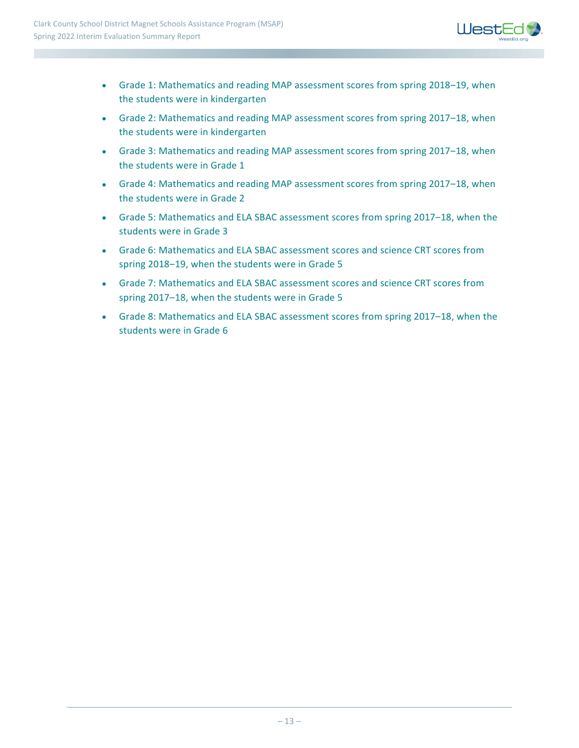- Grade 1: Mathematics and reading MAP assessment scores from spring 2018–19, when the students were in kindergarten
- Grade 2: Mathematics and reading MAP assessment scores from spring 2017–18, when the students were in kindergarten
- Grade 3: Mathematics and reading MAP assessment scores from spring 2017–18, when the students were in Grade 1
- Grade 4: Mathematics and reading MAP assessment scores from spring 2017–18, when the students were in Grade 2
- Grade 5: Mathematics and ELA SBAC assessment scores from spring 2017–18, when the students were in Grade 3
- Grade 6: Mathematics and ELA SBAC assessment scores and science CRT scores from spring 2018–19, when the students were in Grade 5
- Grade 7: Mathematics and ELA SBAC assessment scores and science CRT scores from spring 2017–18, when the students were in Grade 5
- Grade 8: Mathematics and ELA SBAC assessment scores from spring 2017–18, when the students were in Grade 6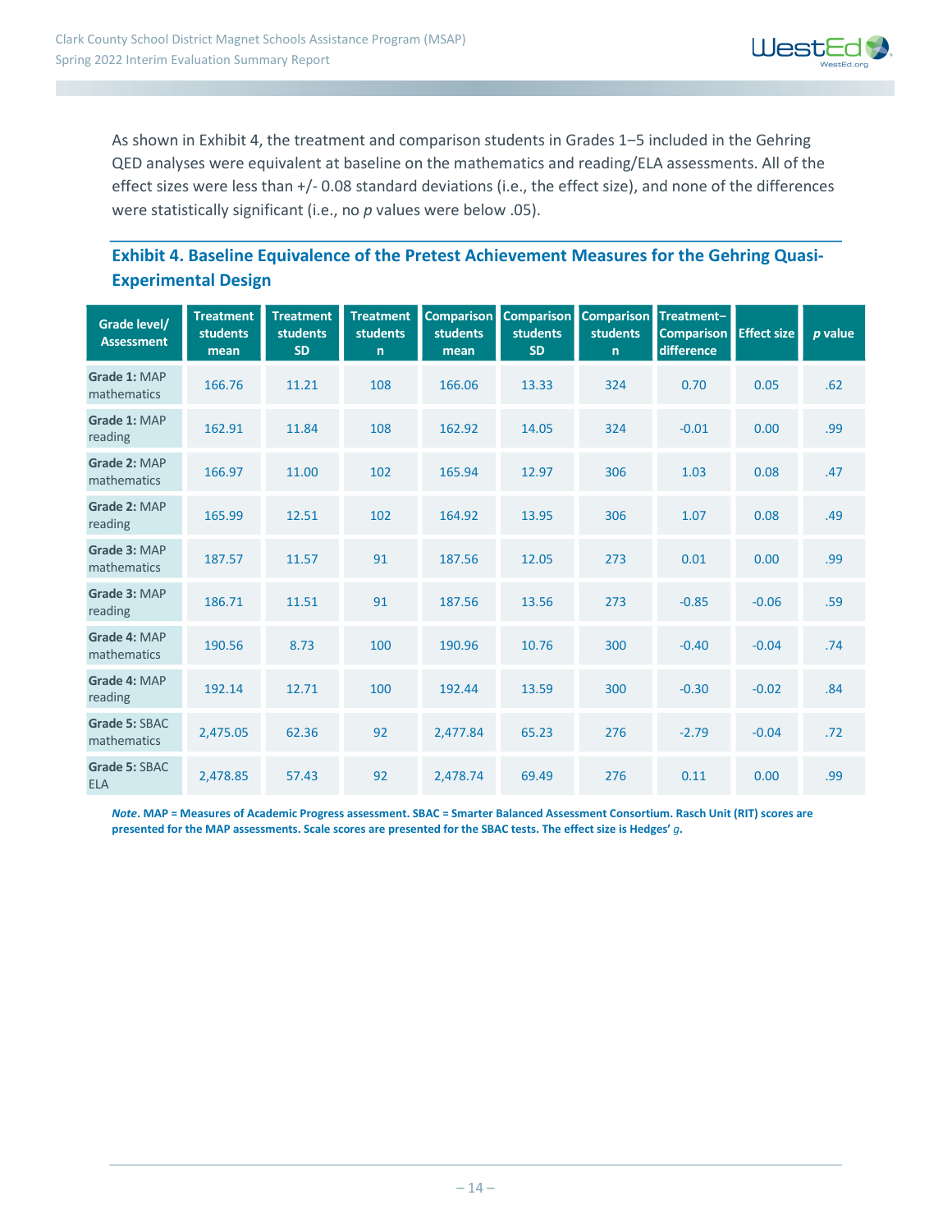As shown in Exhibit 4, the treatment and comparison students in Grades 1–5 included in the Gehring QED analyses were equivalent at baseline on the mathematics and reading/ELA assessments. All of the effect sizes were less than +/- 0.08 standard deviations (i.e., the effect size), and none of the differences were statistically significant (i.e., no *p* values were below .05).

### Exhibit 4. Baseline Equivalence of the Pretest Achievement Measures for the Gehring Quasi-Experimental Design

| Grade level/ Assessment | Treatment students mean | Treatment students SD | Treatment students n | Comparison students mean | Comparison students SD | Comparison students n | Treatment–Comparison difference | Effect size | *p* value |
|---|---|---|---|---|---|---|---|---|---|
| **Grade 1:** MAP mathematics | 166.76 | 11.21 | 108 | 166.06 | 13.33 | 324 | 0.70 | 0.05 | .62 |
| **Grade 1:** MAP reading | 162.91 | 11.84 | 108 | 162.92 | 14.05 | 324 | -0.01 | 0.00 | .99 |
| **Grade 2:** MAP mathematics | 166.97 | 11.00 | 102 | 165.94 | 12.97 | 306 | 1.03 | 0.08 | .47 |
| **Grade 2:** MAP reading | 165.99 | 12.51 | 102 | 164.92 | 13.95 | 306 | 1.07 | 0.08 | .49 |
| **Grade 3:** MAP mathematics | 187.57 | 11.57 | 91 | 187.56 | 12.05 | 273 | 0.01 | 0.00 | .99 |
| **Grade 3:** MAP reading | 186.71 | 11.51 | 91 | 187.56 | 13.56 | 273 | -0.85 | -0.06 | .59 |
| **Grade 4:** MAP mathematics | 190.56 | 8.73 | 100 | 190.96 | 10.76 | 300 | -0.40 | -0.04 | .74 |
| **Grade 4:** MAP reading | 192.14 | 12.71 | 100 | 192.44 | 13.59 | 300 | -0.30 | -0.02 | .84 |
| **Grade 5:** SBAC mathematics | 2,475.05 | 62.36 | 92 | 2,477.84 | 65.23 | 276 | -2.79 | -0.04 | .72 |
| **Grade 5:** SBAC ELA | 2,478.85 | 57.43 | 92 | 2,478.74 | 69.49 | 276 | 0.11 | 0.00 | .99 |

***Note*. MAP = Measures of Academic Progress assessment. SBAC = Smarter Balanced Assessment Consortium. Rasch Unit (RIT) scores are presented for the MAP assessments. Scale scores are presented for the SBAC tests. The effect size is Hedges' *g*.**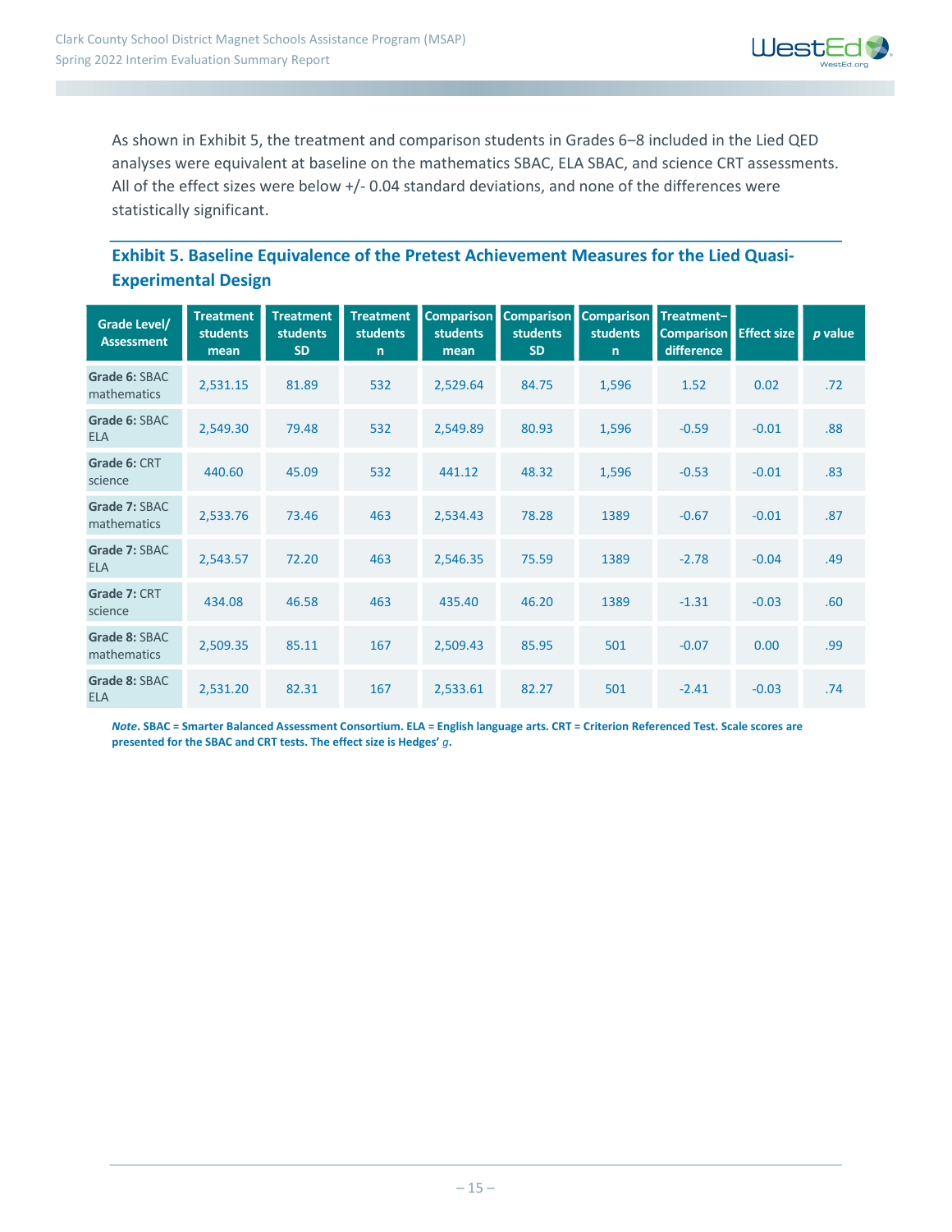As shown in Exhibit 5, the treatment and comparison students in Grades 6–8 included in the Lied QED analyses were equivalent at baseline on the mathematics SBAC, ELA SBAC, and science CRT assessments. All of the effect sizes were below +/- 0.04 standard deviations, and none of the differences were statistically significant.

## Exhibit 5. Baseline Equivalence of the Pretest Achievement Measures for the Lied Quasi-Experimental Design

| Grade Level/ Assessment | Treatment students mean | Treatment students SD | Treatment students n | Comparison students mean | Comparison students SD | Comparison students n | Treatment–Comparison difference | Effect size | *p* value |
|---|---|---|---|---|---|---|---|---|---|
| **Grade 6:** SBAC mathematics | 2,531.15 | 81.89 | 532 | 2,529.64 | 84.75 | 1,596 | 1.52 | 0.02 | .72 |
| **Grade 6:** SBAC ELA | 2,549.30 | 79.48 | 532 | 2,549.89 | 80.93 | 1,596 | -0.59 | -0.01 | .88 |
| **Grade 6:** CRT science | 440.60 | 45.09 | 532 | 441.12 | 48.32 | 1,596 | -0.53 | -0.01 | .83 |
| **Grade 7:** SBAC mathematics | 2,533.76 | 73.46 | 463 | 2,534.43 | 78.28 | 1389 | -0.67 | -0.01 | .87 |
| **Grade 7:** SBAC ELA | 2,543.57 | 72.20 | 463 | 2,546.35 | 75.59 | 1389 | -2.78 | -0.04 | .49 |
| **Grade 7:** CRT science | 434.08 | 46.58 | 463 | 435.40 | 46.20 | 1389 | -1.31 | -0.03 | .60 |
| **Grade 8:** SBAC mathematics | 2,509.35 | 85.11 | 167 | 2,509.43 | 85.95 | 501 | -0.07 | 0.00 | .99 |
| **Grade 8:** SBAC ELA | 2,531.20 | 82.31 | 167 | 2,533.61 | 82.27 | 501 | -2.41 | -0.03 | .74 |

***Note*. SBAC = Smarter Balanced Assessment Consortium. ELA = English language arts. CRT = Criterion Referenced Test. Scale scores are presented for the SBAC and CRT tests. The effect size is Hedges' *g*.**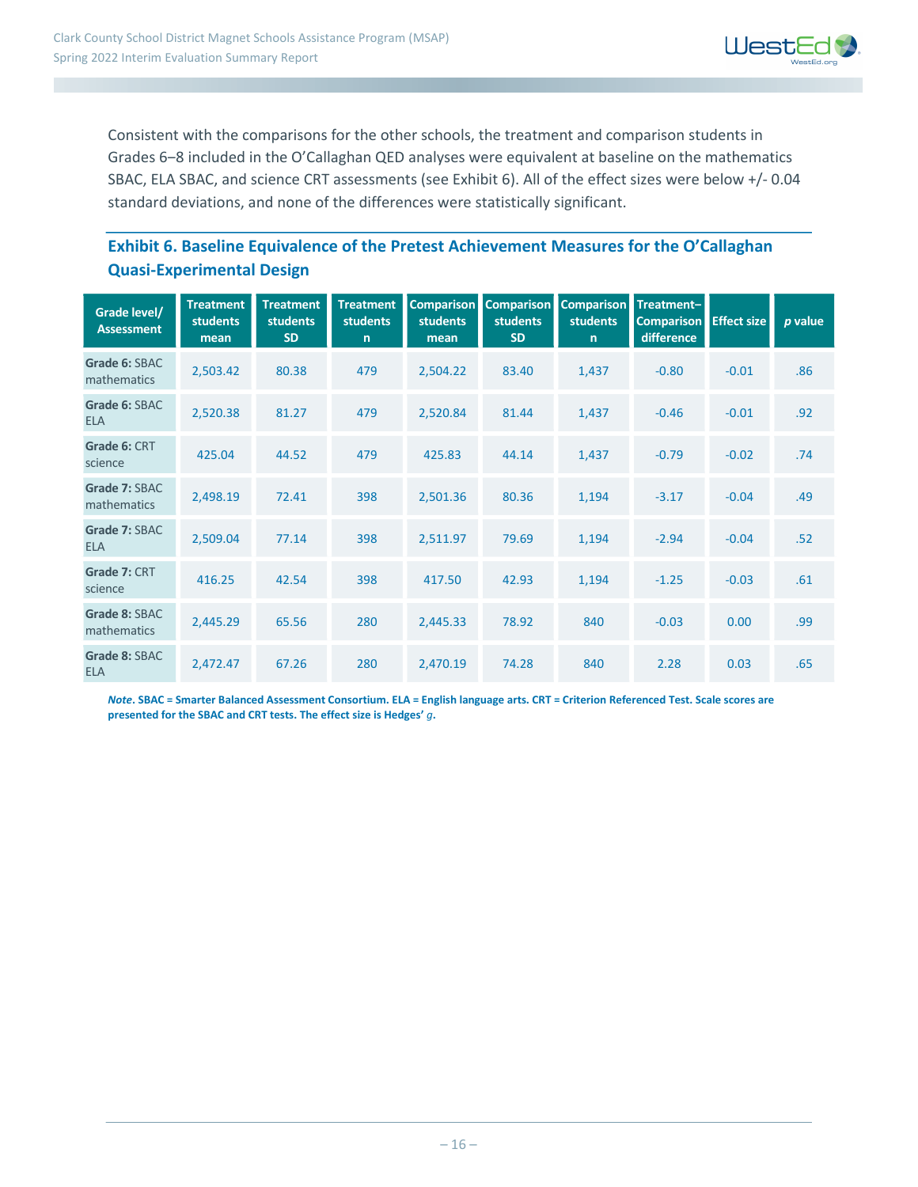Consistent with the comparisons for the other schools, the treatment and comparison students in Grades 6–8 included in the O'Callaghan QED analyses were equivalent at baseline on the mathematics SBAC, ELA SBAC, and science CRT assessments (see Exhibit 6). All of the effect sizes were below +/- 0.04 standard deviations, and none of the differences were statistically significant.

### Exhibit 6. Baseline Equivalence of the Pretest Achievement Measures for the O'Callaghan Quasi-Experimental Design

| Grade level/ Assessment | Treatment students mean | Treatment students SD | Treatment students n | Comparison students mean | Comparison students SD | Comparison students n | Treatment–Comparison difference | Effect size | *p* value |
|---|---|---|---|---|---|---|---|---|---|
| **Grade 6:** SBAC mathematics | 2,503.42 | 80.38 | 479 | 2,504.22 | 83.40 | 1,437 | -0.80 | -0.01 | .86 |
| **Grade 6:** SBAC ELA | 2,520.38 | 81.27 | 479 | 2,520.84 | 81.44 | 1,437 | -0.46 | -0.01 | .92 |
| **Grade 6:** CRT science | 425.04 | 44.52 | 479 | 425.83 | 44.14 | 1,437 | -0.79 | -0.02 | .74 |
| **Grade 7:** SBAC mathematics | 2,498.19 | 72.41 | 398 | 2,501.36 | 80.36 | 1,194 | -3.17 | -0.04 | .49 |
| **Grade 7:** SBAC ELA | 2,509.04 | 77.14 | 398 | 2,511.97 | 79.69 | 1,194 | -2.94 | -0.04 | .52 |
| **Grade 7:** CRT science | 416.25 | 42.54 | 398 | 417.50 | 42.93 | 1,194 | -1.25 | -0.03 | .61 |
| **Grade 8:** SBAC mathematics | 2,445.29 | 65.56 | 280 | 2,445.33 | 78.92 | 840 | -0.03 | 0.00 | .99 |
| **Grade 8:** SBAC ELA | 2,472.47 | 67.26 | 280 | 2,470.19 | 74.28 | 840 | 2.28 | 0.03 | .65 |

***Note*. SBAC = Smarter Balanced Assessment Consortium. ELA = English language arts. CRT = Criterion Referenced Test. Scale scores are presented for the SBAC and CRT tests. The effect size is Hedges' *g*.**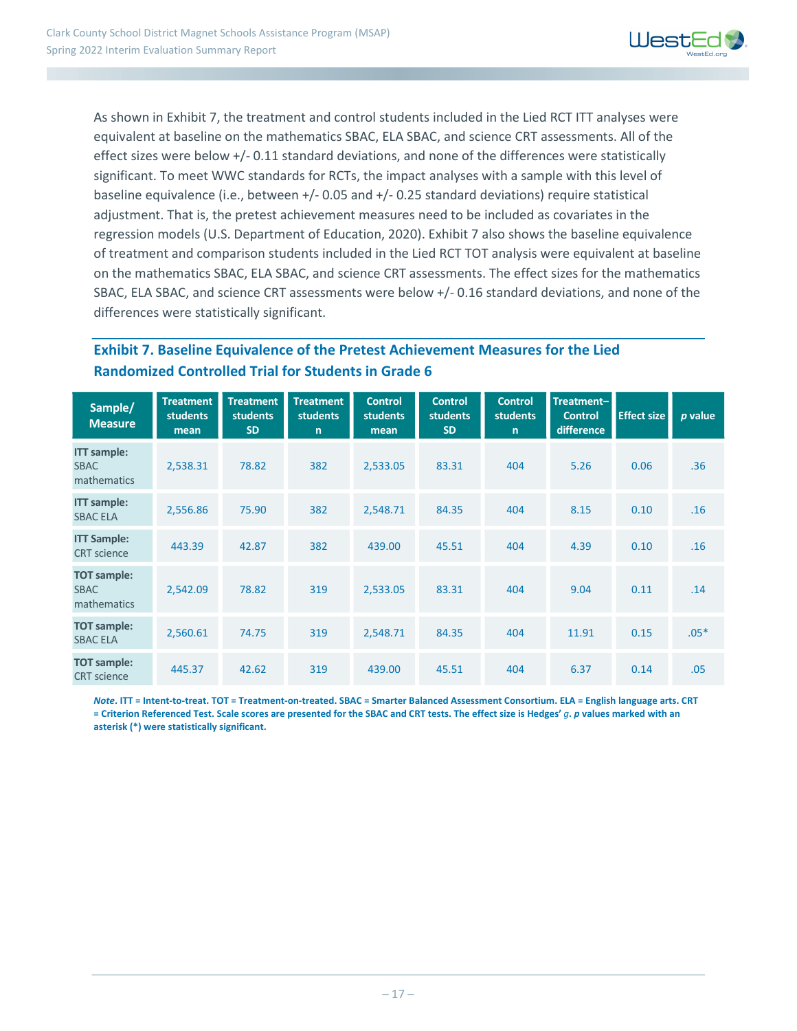As shown in Exhibit 7, the treatment and control students included in the Lied RCT ITT analyses were equivalent at baseline on the mathematics SBAC, ELA SBAC, and science CRT assessments. All of the effect sizes were below +/- 0.11 standard deviations, and none of the differences were statistically significant. To meet WWC standards for RCTs, the impact analyses with a sample with this level of baseline equivalence (i.e., between +/- 0.05 and +/- 0.25 standard deviations) require statistical adjustment. That is, the pretest achievement measures need to be included as covariates in the regression models (U.S. Department of Education, 2020). Exhibit 7 also shows the baseline equivalence of treatment and comparison students included in the Lied RCT TOT analysis were equivalent at baseline on the mathematics SBAC, ELA SBAC, and science CRT assessments. The effect sizes for the mathematics SBAC, ELA SBAC, and science CRT assessments were below +/- 0.16 standard deviations, and none of the differences were statistically significant.

### Exhibit 7. Baseline Equivalence of the Pretest Achievement Measures for the Lied Randomized Controlled Trial for Students in Grade 6

| Sample/ Measure | Treatment students mean | Treatment students SD | Treatment students n | Control students mean | Control students SD | Control students n | Treatment–Control difference | Effect size | *p* value |
|---|---|---|---|---|---|---|---|---|---|
| **ITT sample:** SBAC mathematics | 2,538.31 | 78.82 | 382 | 2,533.05 | 83.31 | 404 | 5.26 | 0.06 | .36 |
| **ITT sample:** SBAC ELA | 2,556.86 | 75.90 | 382 | 2,548.71 | 84.35 | 404 | 8.15 | 0.10 | .16 |
| **ITT Sample:** CRT science | 443.39 | 42.87 | 382 | 439.00 | 45.51 | 404 | 4.39 | 0.10 | .16 |
| **TOT sample:** SBAC mathematics | 2,542.09 | 78.82 | 319 | 2,533.05 | 83.31 | 404 | 9.04 | 0.11 | .14 |
| **TOT sample:** SBAC ELA | 2,560.61 | 74.75 | 319 | 2,548.71 | 84.35 | 404 | 11.91 | 0.15 | .05* |
| **TOT sample:** CRT science | 445.37 | 42.62 | 319 | 439.00 | 45.51 | 404 | 6.37 | 0.14 | .05 |

***Note.*** **ITT = Intent-to-treat. TOT = Treatment-on-treated. SBAC = Smarter Balanced Assessment Consortium. ELA = English language arts. CRT = Criterion Referenced Test. Scale scores are presented for the SBAC and CRT tests. The effect size is Hedges' *g*. *p* values marked with an asterisk (*) were statistically significant.**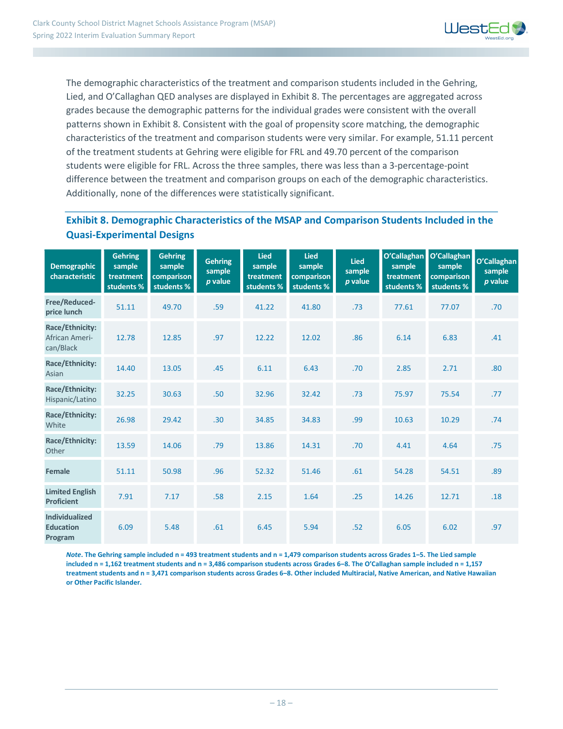The demographic characteristics of the treatment and comparison students included in the Gehring, Lied, and O'Callaghan QED analyses are displayed in Exhibit 8. The percentages are aggregated across grades because the demographic patterns for the individual grades were consistent with the overall patterns shown in Exhibit 8. Consistent with the goal of propensity score matching, the demographic characteristics of the treatment and comparison students were very similar. For example, 51.11 percent of the treatment students at Gehring were eligible for FRL and 49.70 percent of the comparison students were eligible for FRL. Across the three samples, there was less than a 3-percentage-point difference between the treatment and comparison groups on each of the demographic characteristics. Additionally, none of the differences were statistically significant.

### Exhibit 8. Demographic Characteristics of the MSAP and Comparison Students Included in the Quasi-Experimental Designs

| Demographic characteristic | Gehring sample treatment students % | Gehring sample comparison students % | Gehring sample *p* value | Lied sample treatment students % | Lied sample comparison students % | Lied sample *p* value | O'Callaghan sample treatment students % | O'Callaghan sample comparison students % | O'Callaghan sample *p* value |
|---|---|---|---|---|---|---|---|---|---|
| **Free/Reduced-price lunch** | 51.11 | 49.70 | .59 | 41.22 | 41.80 | .73 | 77.61 | 77.07 | .70 |
| **Race/Ethnicity:** African American/Black | 12.78 | 12.85 | .97 | 12.22 | 12.02 | .86 | 6.14 | 6.83 | .41 |
| **Race/Ethnicity:** Asian | 14.40 | 13.05 | .45 | 6.11 | 6.43 | .70 | 2.85 | 2.71 | .80 |
| **Race/Ethnicity:** Hispanic/Latino | 32.25 | 30.63 | .50 | 32.96 | 32.42 | .73 | 75.97 | 75.54 | .77 |
| **Race/Ethnicity:** White | 26.98 | 29.42 | .30 | 34.85 | 34.83 | .99 | 10.63 | 10.29 | .74 |
| **Race/Ethnicity:** Other | 13.59 | 14.06 | .79 | 13.86 | 14.31 | .70 | 4.41 | 4.64 | .75 |
| **Female** | 51.11 | 50.98 | .96 | 52.32 | 51.46 | .61 | 54.28 | 54.51 | .89 |
| **Limited English Proficient** | 7.91 | 7.17 | .58 | 2.15 | 1.64 | .25 | 14.26 | 12.71 | .18 |
| **Individualized Education Program** | 6.09 | 5.48 | .61 | 6.45 | 5.94 | .52 | 6.05 | 6.02 | .97 |

***Note*. The Gehring sample included n = 493 treatment students and n = 1,479 comparison students across Grades 1–5. The Lied sample included n = 1,162 treatment students and n = 3,486 comparison students across Grades 6–8. The O'Callaghan sample included n = 1,157 treatment students and n = 3,471 comparison students across Grades 6–8. Other included Multiracial, Native American, and Native Hawaiian or Other Pacific Islander.**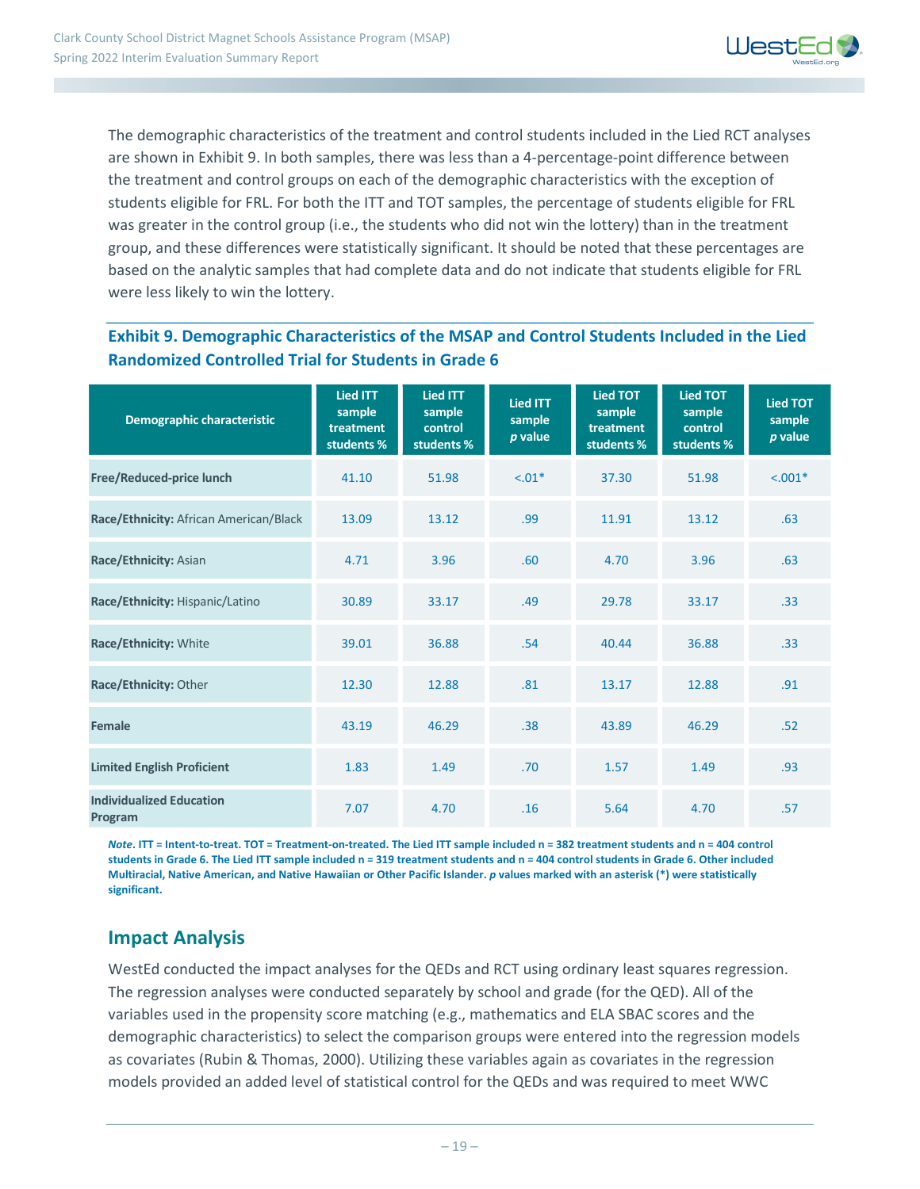The demographic characteristics of the treatment and control students included in the Lied RCT analyses are shown in Exhibit 9. In both samples, there was less than a 4-percentage-point difference between the treatment and control groups on each of the demographic characteristics with the exception of students eligible for FRL. For both the ITT and TOT samples, the percentage of students eligible for FRL was greater in the control group (i.e., the students who did not win the lottery) than in the treatment group, and these differences were statistically significant. It should be noted that these percentages are based on the analytic samples that had complete data and do not indicate that students eligible for FRL were less likely to win the lottery.

### Exhibit 9. Demographic Characteristics of the MSAP and Control Students Included in the Lied Randomized Controlled Trial for Students in Grade 6

| Demographic characteristic | Lied ITT sample treatment students % | Lied ITT sample control students % | Lied ITT sample *p* value | Lied TOT sample treatment students % | Lied TOT sample control students % | Lied TOT sample *p* value |
|---|---|---|---|---|---|---|
| **Free/Reduced-price lunch** | 41.10 | 51.98 | <.01* | 37.30 | 51.98 | <.001* |
| **Race/Ethnicity:** African American/Black | 13.09 | 13.12 | .99 | 11.91 | 13.12 | .63 |
| **Race/Ethnicity:** Asian | 4.71 | 3.96 | .60 | 4.70 | 3.96 | .63 |
| **Race/Ethnicity:** Hispanic/Latino | 30.89 | 33.17 | .49 | 29.78 | 33.17 | .33 |
| **Race/Ethnicity:** White | 39.01 | 36.88 | .54 | 40.44 | 36.88 | .33 |
| **Race/Ethnicity:** Other | 12.30 | 12.88 | .81 | 13.17 | 12.88 | .91 |
| **Female** | 43.19 | 46.29 | .38 | 43.89 | 46.29 | .52 |
| **Limited English Proficient** | 1.83 | 1.49 | .70 | 1.57 | 1.49 | .93 |
| **Individualized Education Program** | 7.07 | 4.70 | .16 | 5.64 | 4.70 | .57 |

***Note*. ITT = Intent-to-treat. TOT = Treatment-on-treated. The Lied ITT sample included n = 382 treatment students and n = 404 control students in Grade 6. The Lied ITT sample included n = 319 treatment students and n = 404 control students in Grade 6. Other included Multiracial, Native American, and Native Hawaiian or Other Pacific Islander. *p* values marked with an asterisk (*) were statistically significant.**

## Impact Analysis

WestEd conducted the impact analyses for the QEDs and RCT using ordinary least squares regression. The regression analyses were conducted separately by school and grade (for the QED). All of the variables used in the propensity score matching (e.g., mathematics and ELA SBAC scores and the demographic characteristics) to select the comparison groups were entered into the regression models as covariates (Rubin & Thomas, 2000). Utilizing these variables again as covariates in the regression models provided an added level of statistical control for the QEDs and was required to meet WWC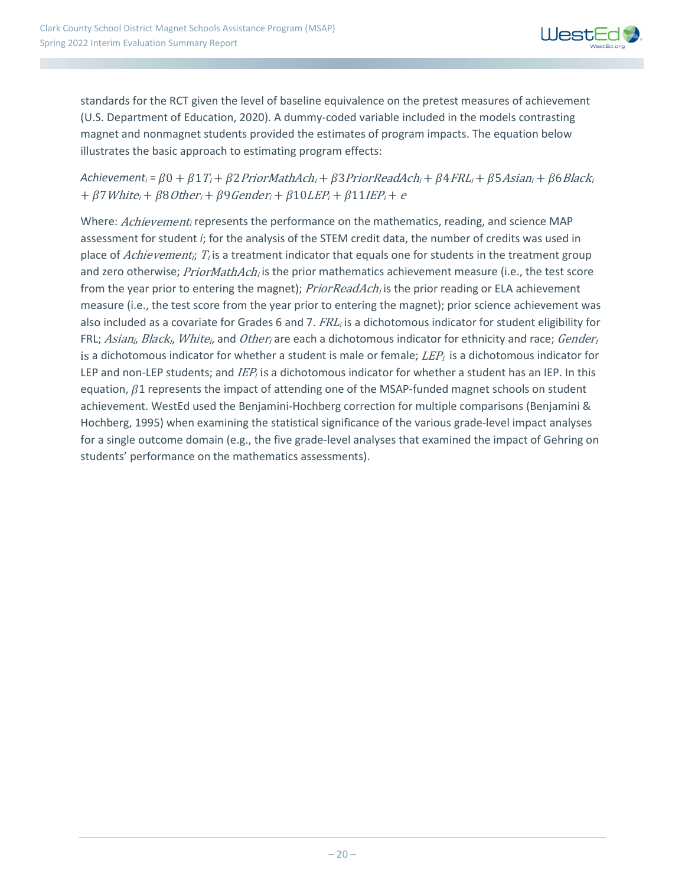standards for the RCT given the level of baseline equivalence on the pretest measures of achievement (U.S. Department of Education, 2020). A dummy-coded variable included in the models contrasting magnet and nonmagnet students provided the estimates of program impacts. The equation below illustrates the basic approach to estimating program effects:

$$Achievement_i = \beta 0 + \beta 1 T_i + \beta 2 PriorMathAch_i + \beta 3 PriorReadAch_i + \beta 4 FRL_i + \beta 5 Asian_i + \beta 6 Black_i + \beta 7 White_i + \beta 8 Other_i + \beta 9 Gender_i + \beta 10 LEP_i + \beta 11 IEP_i + e$$

Where: $Achievement_i$ represents the performance on the mathematics, reading, and science MAP assessment for student *i*; for the analysis of the STEM credit data, the number of credits was used in place of $Achievement_i$; $T_i$ is a treatment indicator that equals one for students in the treatment group and zero otherwise; $PriorMathAch_i$ is the prior mathematics achievement measure (i.e., the test score from the year prior to entering the magnet); $PriorReadAch_i$ is the prior reading or ELA achievement measure (i.e., the test score from the year prior to entering the magnet); prior science achievement was also included as a covariate for Grades 6 and 7. $FRL_i$ is a dichotomous indicator for student eligibility for FRL; $Asian_i$, $Black_i$, $White_i$, and $Other_i$ are each a dichotomous indicator for ethnicity and race; $Gender_i$ is a dichotomous indicator for whether a student is male or female; $LEP_i$ is a dichotomous indicator for LEP and non-LEP students; and $IEP_i$ is a dichotomous indicator for whether a student has an IEP. In this equation, $\beta 1$ represents the impact of attending one of the MSAP-funded magnet schools on student achievement. WestEd used the Benjamini-Hochberg correction for multiple comparisons (Benjamini & Hochberg, 1995) when examining the statistical significance of the various grade-level impact analyses for a single outcome domain (e.g., the five grade-level analyses that examined the impact of Gehring on students' performance on the mathematics assessments).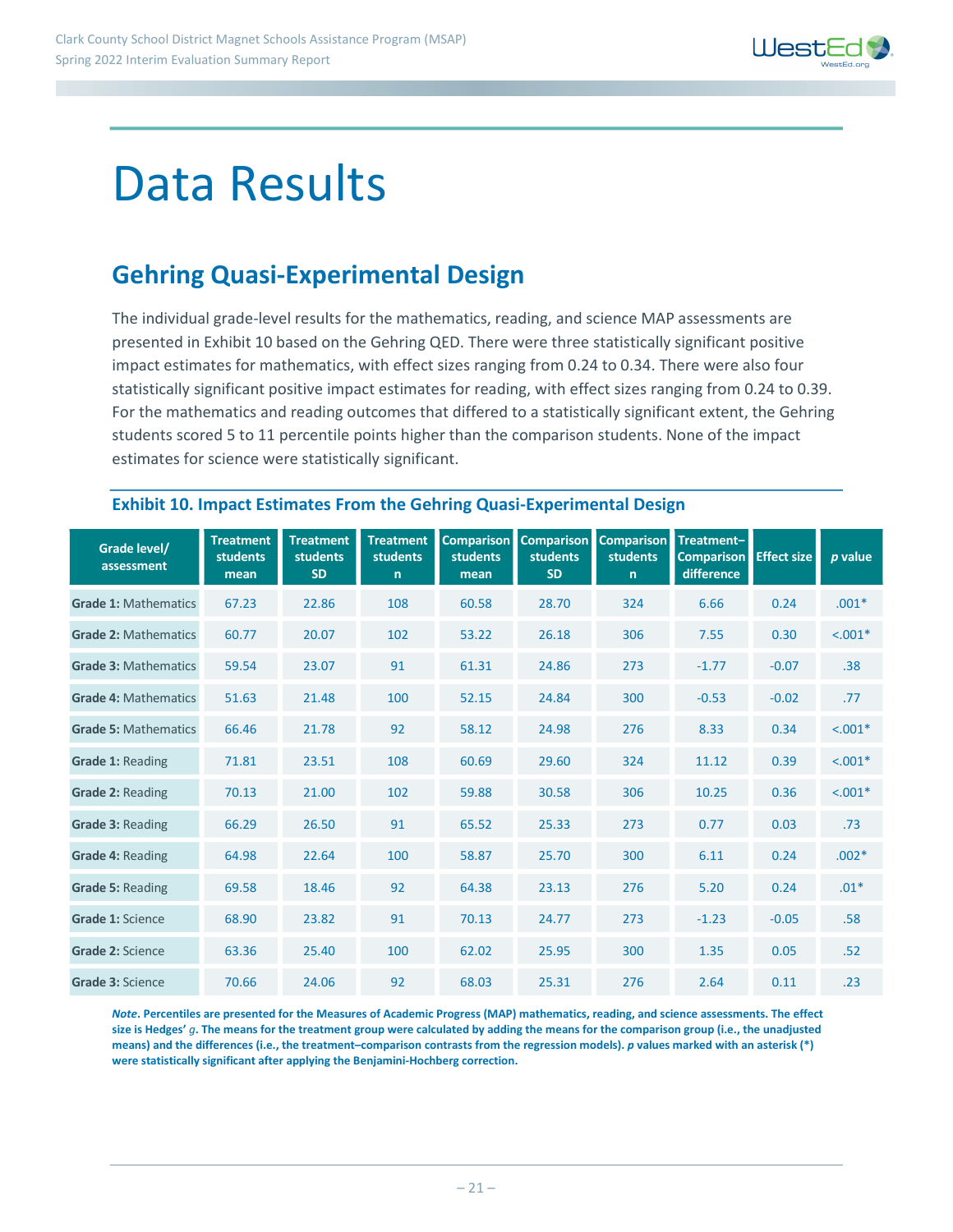# Data Results

## Gehring Quasi-Experimental Design

The individual grade-level results for the mathematics, reading, and science MAP assessments are presented in Exhibit 10 based on the Gehring QED. There were three statistically significant positive impact estimates for mathematics, with effect sizes ranging from 0.24 to 0.34. There were also four statistically significant positive impact estimates for reading, with effect sizes ranging from 0.24 to 0.39. For the mathematics and reading outcomes that differed to a statistically significant extent, the Gehring students scored 5 to 11 percentile points higher than the comparison students. None of the impact estimates for science were statistically significant.

### Exhibit 10. Impact Estimates From the Gehring Quasi-Experimental Design

| Grade level/ assessment | Treatment students mean | Treatment students SD | Treatment students n | Comparison students mean | Comparison students SD | Comparison students n | Treatment–Comparison difference | Effect size | *p* value |
|---|---|---|---|---|---|---|---|---|---|
| **Grade 1:** Mathematics | 67.23 | 22.86 | 108 | 60.58 | 28.70 | 324 | 6.66 | 0.24 | .001* |
| **Grade 2:** Mathematics | 60.77 | 20.07 | 102 | 53.22 | 26.18 | 306 | 7.55 | 0.30 | <.001* |
| **Grade 3:** Mathematics | 59.54 | 23.07 | 91 | 61.31 | 24.86 | 273 | -1.77 | -0.07 | .38 |
| **Grade 4:** Mathematics | 51.63 | 21.48 | 100 | 52.15 | 24.84 | 300 | -0.53 | -0.02 | .77 |
| **Grade 5:** Mathematics | 66.46 | 21.78 | 92 | 58.12 | 24.98 | 276 | 8.33 | 0.34 | <.001* |
| **Grade 1:** Reading | 71.81 | 23.51 | 108 | 60.69 | 29.60 | 324 | 11.12 | 0.39 | <.001* |
| **Grade 2:** Reading | 70.13 | 21.00 | 102 | 59.88 | 30.58 | 306 | 10.25 | 0.36 | <.001* |
| **Grade 3:** Reading | 66.29 | 26.50 | 91 | 65.52 | 25.33 | 273 | 0.77 | 0.03 | .73 |
| **Grade 4:** Reading | 64.98 | 22.64 | 100 | 58.87 | 25.70 | 300 | 6.11 | 0.24 | .002* |
| **Grade 5:** Reading | 69.58 | 18.46 | 92 | 64.38 | 23.13 | 276 | 5.20 | 0.24 | .01* |
| **Grade 1:** Science | 68.90 | 23.82 | 91 | 70.13 | 24.77 | 273 | -1.23 | -0.05 | .58 |
| **Grade 2:** Science | 63.36 | 25.40 | 100 | 62.02 | 25.95 | 300 | 1.35 | 0.05 | .52 |
| **Grade 3:** Science | 70.66 | 24.06 | 92 | 68.03 | 25.31 | 276 | 2.64 | 0.11 | .23 |

***Note*. Percentiles are presented for the Measures of Academic Progress (MAP) mathematics, reading, and science assessments. The effect size is Hedges' $g$. The means for the treatment group were calculated by adding the means for the comparison group (i.e., the unadjusted means) and the differences (i.e., the treatment–comparison contrasts from the regression models). *p* values marked with an asterisk (*) were statistically significant after applying the Benjamini-Hochberg correction.**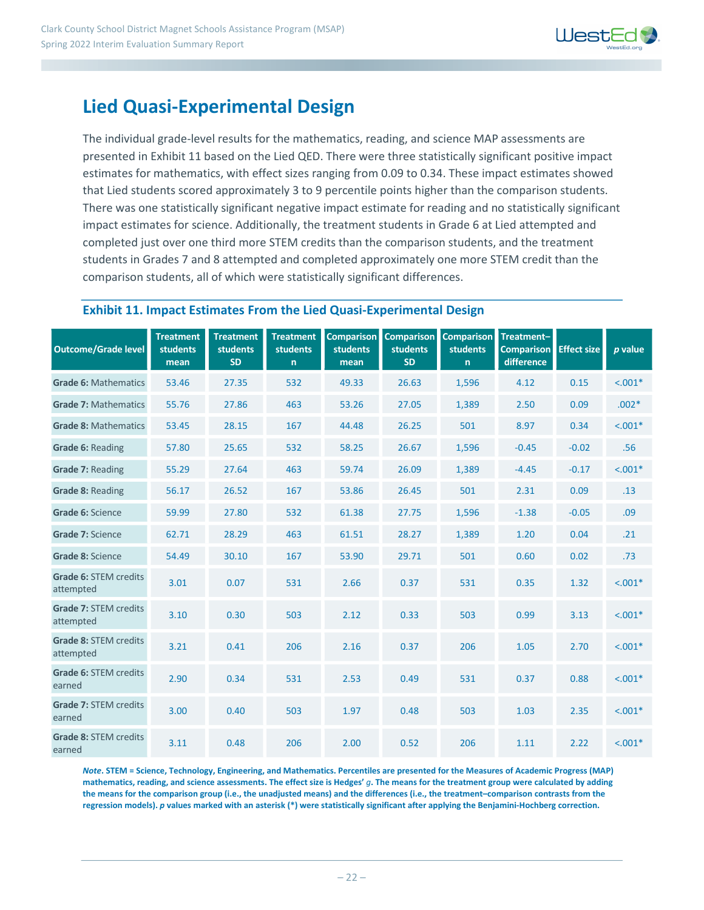# Lied Quasi-Experimental Design

The individual grade-level results for the mathematics, reading, and science MAP assessments are presented in Exhibit 11 based on the Lied QED. There were three statistically significant positive impact estimates for mathematics, with effect sizes ranging from 0.09 to 0.34. These impact estimates showed that Lied students scored approximately 3 to 9 percentile points higher than the comparison students. There was one statistically significant negative impact estimate for reading and no statistically significant impact estimates for science. Additionally, the treatment students in Grade 6 at Lied attempted and completed just over one third more STEM credits than the comparison students, and the treatment students in Grades 7 and 8 attempted and completed approximately one more STEM credit than the comparison students, all of which were statistically significant differences.

## Exhibit 11. Impact Estimates From the Lied Quasi-Experimental Design

| Outcome/Grade level | Treatment students mean | Treatment students SD | Treatment students n | Comparison students mean | Comparison students SD | Comparison students n | Treatment–Comparison difference | Effect size | *p* value |
|---|---|---|---|---|---|---|---|---|---|
| **Grade 6:** Mathematics | 53.46 | 27.35 | 532 | 49.33 | 26.63 | 1,596 | 4.12 | 0.15 | <.001* |
| **Grade 7:** Mathematics | 55.76 | 27.86 | 463 | 53.26 | 27.05 | 1,389 | 2.50 | 0.09 | .002* |
| **Grade 8:** Mathematics | 53.45 | 28.15 | 167 | 44.48 | 26.25 | 501 | 8.97 | 0.34 | <.001* |
| **Grade 6:** Reading | 57.80 | 25.65 | 532 | 58.25 | 26.67 | 1,596 | -0.45 | -0.02 | .56 |
| **Grade 7:** Reading | 55.29 | 27.64 | 463 | 59.74 | 26.09 | 1,389 | -4.45 | -0.17 | <.001* |
| **Grade 8:** Reading | 56.17 | 26.52 | 167 | 53.86 | 26.45 | 501 | 2.31 | 0.09 | .13 |
| **Grade 6:** Science | 59.99 | 27.80 | 532 | 61.38 | 27.75 | 1,596 | -1.38 | -0.05 | .09 |
| **Grade 7:** Science | 62.71 | 28.29 | 463 | 61.51 | 28.27 | 1,389 | 1.20 | 0.04 | .21 |
| **Grade 8:** Science | 54.49 | 30.10 | 167 | 53.90 | 29.71 | 501 | 0.60 | 0.02 | .73 |
| **Grade 6:** STEM credits attempted | 3.01 | 0.07 | 531 | 2.66 | 0.37 | 531 | 0.35 | 1.32 | <.001* |
| **Grade 7:** STEM credits attempted | 3.10 | 0.30 | 503 | 2.12 | 0.33 | 503 | 0.99 | 3.13 | <.001* |
| **Grade 8:** STEM credits attempted | 3.21 | 0.41 | 206 | 2.16 | 0.37 | 206 | 1.05 | 2.70 | <.001* |
| **Grade 6:** STEM credits earned | 2.90 | 0.34 | 531 | 2.53 | 0.49 | 531 | 0.37 | 0.88 | <.001* |
| **Grade 7:** STEM credits earned | 3.00 | 0.40 | 503 | 1.97 | 0.48 | 503 | 1.03 | 2.35 | <.001* |
| **Grade 8:** STEM credits earned | 3.11 | 0.48 | 206 | 2.00 | 0.52 | 206 | 1.11 | 2.22 | <.001* |

***Note*. STEM = Science, Technology, Engineering, and Mathematics. Percentiles are presented for the Measures of Academic Progress (MAP) mathematics, reading, and science assessments. The effect size is Hedges' *g*. The means for the treatment group were calculated by adding the means for the comparison group (i.e., the unadjusted means) and the differences (i.e., the treatment–comparison contrasts from the regression models). *p* values marked with an asterisk (*) were statistically significant after applying the Benjamini-Hochberg correction.**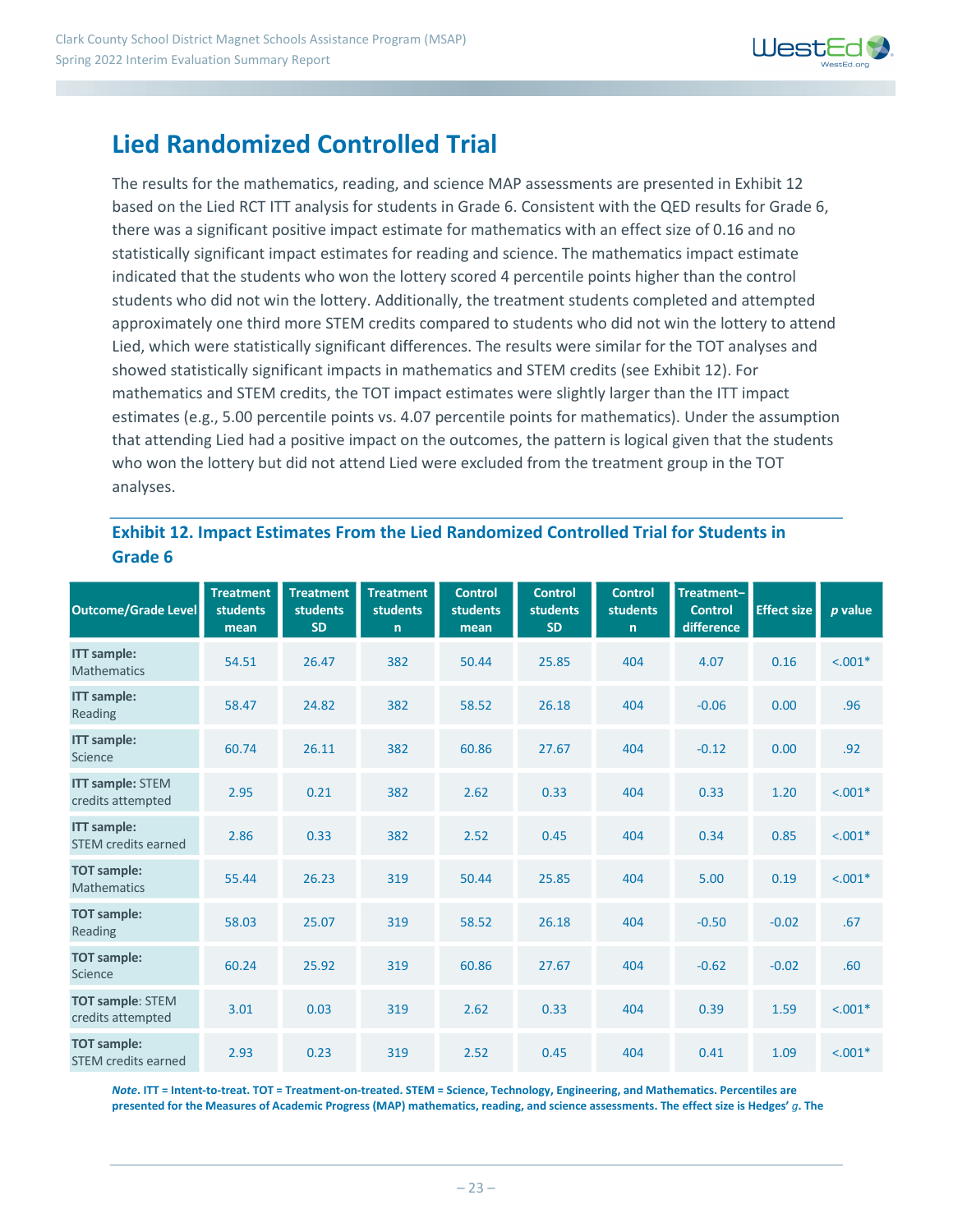## Lied Randomized Controlled Trial

The results for the mathematics, reading, and science MAP assessments are presented in Exhibit 12 based on the Lied RCT ITT analysis for students in Grade 6. Consistent with the QED results for Grade 6, there was a significant positive impact estimate for mathematics with an effect size of 0.16 and no statistically significant impact estimates for reading and science. The mathematics impact estimate indicated that the students who won the lottery scored 4 percentile points higher than the control students who did not win the lottery. Additionally, the treatment students completed and attempted approximately one third more STEM credits compared to students who did not win the lottery to attend Lied, which were statistically significant differences. The results were similar for the TOT analyses and showed statistically significant impacts in mathematics and STEM credits (see Exhibit 12). For mathematics and STEM credits, the TOT impact estimates were slightly larger than the ITT impact estimates (e.g., 5.00 percentile points vs. 4.07 percentile points for mathematics). Under the assumption that attending Lied had a positive impact on the outcomes, the pattern is logical given that the students who won the lottery but did not attend Lied were excluded from the treatment group in the TOT analyses.

### Exhibit 12. Impact Estimates From the Lied Randomized Controlled Trial for Students in Grade 6

| Outcome/Grade Level | Treatment students mean | Treatment students SD | Treatment students n | Control students mean | Control students SD | Control students n | Treatment–Control difference | Effect size | *p* value |
|---|---|---|---|---|---|---|---|---|---|
| **ITT sample:** Mathematics | 54.51 | 26.47 | 382 | 50.44 | 25.85 | 404 | 4.07 | 0.16 | <.001* |
| **ITT sample:** Reading | 58.47 | 24.82 | 382 | 58.52 | 26.18 | 404 | -0.06 | 0.00 | .96 |
| **ITT sample:** Science | 60.74 | 26.11 | 382 | 60.86 | 27.67 | 404 | -0.12 | 0.00 | .92 |
| **ITT sample:** STEM credits attempted | 2.95 | 0.21 | 382 | 2.62 | 0.33 | 404 | 0.33 | 1.20 | <.001* |
| **ITT sample:** STEM credits earned | 2.86 | 0.33 | 382 | 2.52 | 0.45 | 404 | 0.34 | 0.85 | <.001* |
| **TOT sample:** Mathematics | 55.44 | 26.23 | 319 | 50.44 | 25.85 | 404 | 5.00 | 0.19 | <.001* |
| **TOT sample:** Reading | 58.03 | 25.07 | 319 | 58.52 | 26.18 | 404 | -0.50 | -0.02 | .67 |
| **TOT sample:** Science | 60.24 | 25.92 | 319 | 60.86 | 27.67 | 404 | -0.62 | -0.02 | .60 |
| **TOT sample:** STEM credits attempted | 3.01 | 0.03 | 319 | 2.62 | 0.33 | 404 | 0.39 | 1.59 | <.001* |
| **TOT sample:** STEM credits earned | 2.93 | 0.23 | 319 | 2.52 | 0.45 | 404 | 0.41 | 1.09 | <.001* |

***Note*. ITT = Intent-to-treat. TOT = Treatment-on-treated. STEM = Science, Technology, Engineering, and Mathematics. Percentiles are presented for the Measures of Academic Progress (MAP) mathematics, reading, and science assessments. The effect size is Hedges' $g$. The**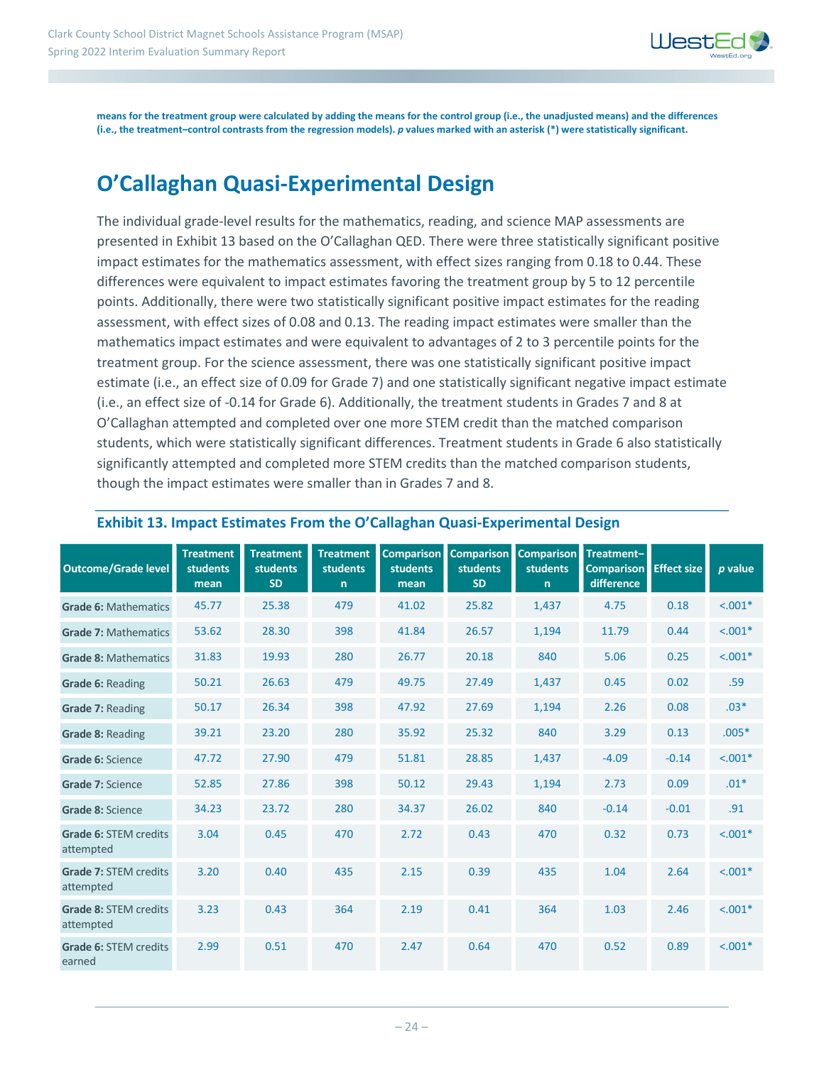**means for the treatment group were calculated by adding the means for the control group (i.e., the unadjusted means) and the differences (i.e., the treatment–control contrasts from the regression models). *p* values marked with an asterisk (*) were statistically significant.**

## O'Callaghan Quasi-Experimental Design

The individual grade-level results for the mathematics, reading, and science MAP assessments are presented in Exhibit 13 based on the O'Callaghan QED. There were three statistically significant positive impact estimates for the mathematics assessment, with effect sizes ranging from 0.18 to 0.44. These differences were equivalent to impact estimates favoring the treatment group by 5 to 12 percentile points. Additionally, there were two statistically significant positive impact estimates for the reading assessment, with effect sizes of 0.08 and 0.13. The reading impact estimates were smaller than the mathematics impact estimates and were equivalent to advantages of 2 to 3 percentile points for the treatment group. For the science assessment, there was one statistically significant positive impact estimate (i.e., an effect size of 0.09 for Grade 7) and one statistically significant negative impact estimate (i.e., an effect size of -0.14 for Grade 6). Additionally, the treatment students in Grades 7 and 8 at O'Callaghan attempted and completed over one more STEM credit than the matched comparison students, which were statistically significant differences. Treatment students in Grade 6 also statistically significantly attempted and completed more STEM credits than the matched comparison students, though the impact estimates were smaller than in Grades 7 and 8.

### Exhibit 13. Impact Estimates From the O'Callaghan Quasi-Experimental Design

| Outcome/Grade level | Treatment students mean | Treatment students SD | Treatment students n | Comparison students mean | Comparison students SD | Comparison students n | Treatment–Comparison difference | Effect size | *p* value |
|---|---|---|---|---|---|---|---|---|---|
| **Grade 6:** Mathematics | 45.77 | 25.38 | 479 | 41.02 | 25.82 | 1,437 | 4.75 | 0.18 | <.001* |
| **Grade 7:** Mathematics | 53.62 | 28.30 | 398 | 41.84 | 26.57 | 1,194 | 11.79 | 0.44 | <.001* |
| **Grade 8:** Mathematics | 31.83 | 19.93 | 280 | 26.77 | 20.18 | 840 | 5.06 | 0.25 | <.001* |
| **Grade 6:** Reading | 50.21 | 26.63 | 479 | 49.75 | 27.49 | 1,437 | 0.45 | 0.02 | .59 |
| **Grade 7:** Reading | 50.17 | 26.34 | 398 | 47.92 | 27.69 | 1,194 | 2.26 | 0.08 | .03* |
| **Grade 8:** Reading | 39.21 | 23.20 | 280 | 35.92 | 25.32 | 840 | 3.29 | 0.13 | .005* |
| **Grade 6:** Science | 47.72 | 27.90 | 479 | 51.81 | 28.85 | 1,437 | -4.09 | -0.14 | <.001* |
| **Grade 7:** Science | 52.85 | 27.86 | 398 | 50.12 | 29.43 | 1,194 | 2.73 | 0.09 | .01* |
| **Grade 8:** Science | 34.23 | 23.72 | 280 | 34.37 | 26.02 | 840 | -0.14 | -0.01 | .91 |
| **Grade 6:** STEM credits attempted | 3.04 | 0.45 | 470 | 2.72 | 0.43 | 470 | 0.32 | 0.73 | <.001* |
| **Grade 7:** STEM credits attempted | 3.20 | 0.40 | 435 | 2.15 | 0.39 | 435 | 1.04 | 2.64 | <.001* |
| **Grade 8:** STEM credits attempted | 3.23 | 0.43 | 364 | 2.19 | 0.41 | 364 | 1.03 | 2.46 | <.001* |
| **Grade 6:** STEM credits earned | 2.99 | 0.51 | 470 | 2.47 | 0.64 | 470 | 0.52 | 0.89 | <.001* |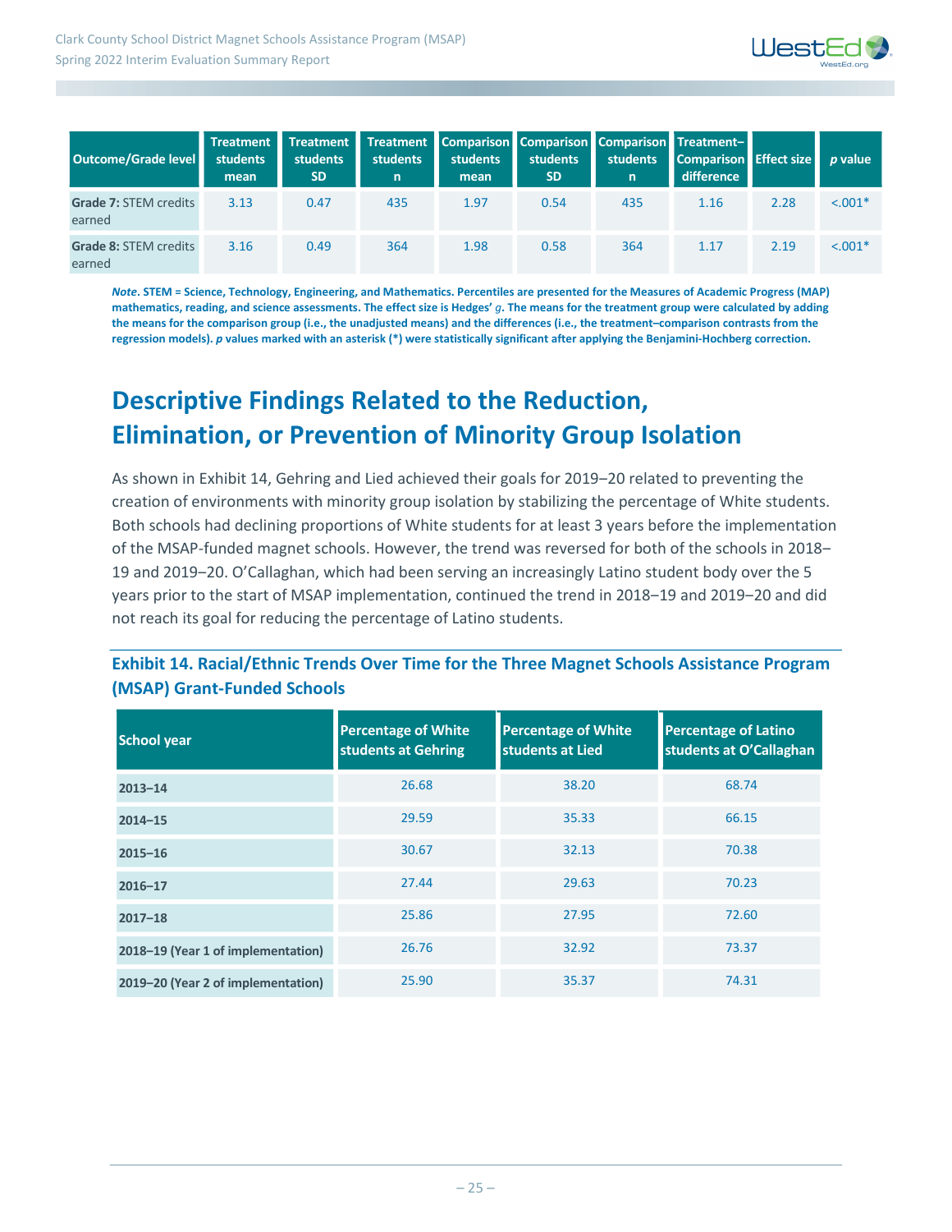| Outcome/Grade level | Treatment students mean | Treatment students SD | Treatment students n | Comparison students mean | Comparison students SD | Comparison students n | Treatment–Comparison difference | Effect size | *p* value |
|---|---|---|---|---|---|---|---|---|---|
| **Grade 7:** STEM credits earned | 3.13 | 0.47 | 435 | 1.97 | 0.54 | 435 | 1.16 | 2.28 | <.001* |
| **Grade 8:** STEM credits earned | 3.16 | 0.49 | 364 | 1.98 | 0.58 | 364 | 1.17 | 2.19 | <.001* |

***Note.*** **STEM = Science, Technology, Engineering, and Mathematics. Percentiles are presented for the Measures of Academic Progress (MAP) mathematics, reading, and science assessments. The effect size is Hedges'** ***g*****. The means for the treatment group were calculated by adding the means for the comparison group (i.e., the unadjusted means) and the differences (i.e., the treatment–comparison contrasts from the regression models).** ***p*** **values marked with an asterisk (*) were statistically significant after applying the Benjamini-Hochberg correction.**

## Descriptive Findings Related to the Reduction, Elimination, or Prevention of Minority Group Isolation

As shown in Exhibit 14, Gehring and Lied achieved their goals for 2019–20 related to preventing the creation of environments with minority group isolation by stabilizing the percentage of White students. Both schools had declining proportions of White students for at least 3 years before the implementation of the MSAP-funded magnet schools. However, the trend was reversed for both of the schools in 2018–19 and 2019–20. O'Callaghan, which had been serving an increasingly Latino student body over the 5 years prior to the start of MSAP implementation, continued the trend in 2018–19 and 2019–20 and did not reach its goal for reducing the percentage of Latino students.

### Exhibit 14. Racial/Ethnic Trends Over Time for the Three Magnet Schools Assistance Program (MSAP) Grant-Funded Schools

| School year | Percentage of White students at Gehring | Percentage of White students at Lied | Percentage of Latino students at O'Callaghan |
|---|---|---|---|
| **2013–14** | 26.68 | 38.20 | 68.74 |
| **2014–15** | 29.59 | 35.33 | 66.15 |
| **2015–16** | 30.67 | 32.13 | 70.38 |
| **2016–17** | 27.44 | 29.63 | 70.23 |
| **2017–18** | 25.86 | 27.95 | 72.60 |
| **2018–19 (Year 1 of implementation)** | 26.76 | 32.92 | 73.37 |
| **2019–20 (Year 2 of implementation)** | 25.90 | 35.37 | 74.31 |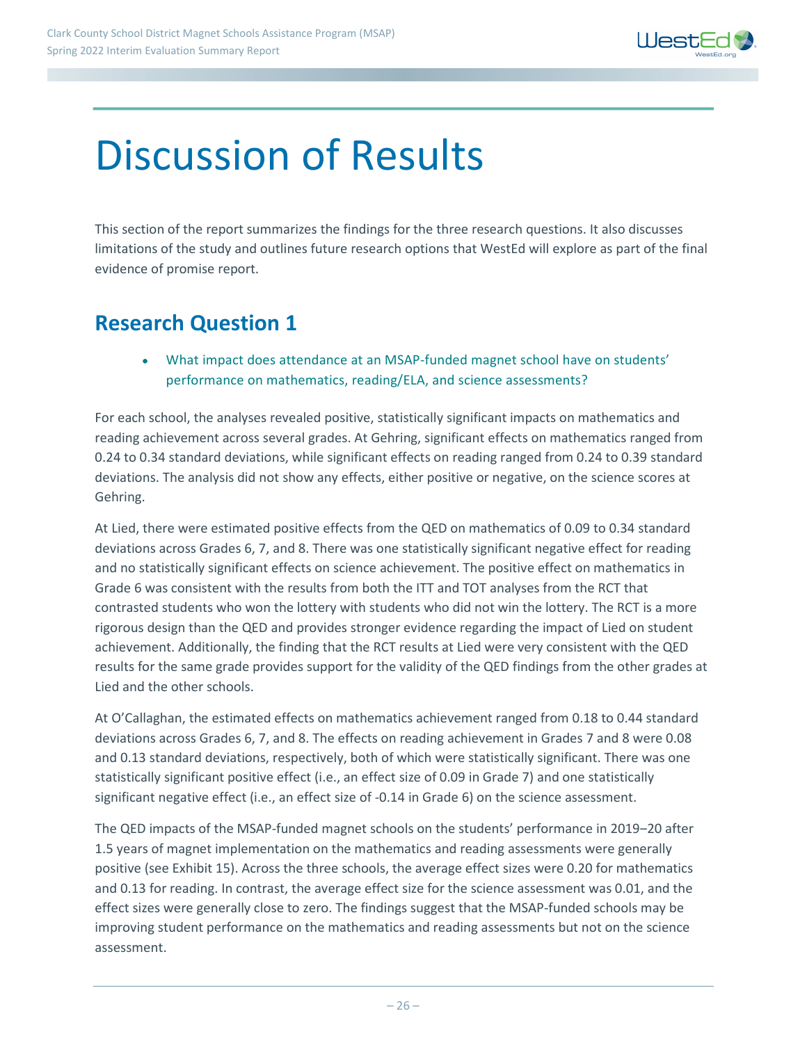# Discussion of Results

This section of the report summarizes the findings for the three research questions. It also discusses limitations of the study and outlines future research options that WestEd will explore as part of the final evidence of promise report.

## Research Question 1

- What impact does attendance at an MSAP-funded magnet school have on students' performance on mathematics, reading/ELA, and science assessments?

For each school, the analyses revealed positive, statistically significant impacts on mathematics and reading achievement across several grades. At Gehring, significant effects on mathematics ranged from 0.24 to 0.34 standard deviations, while significant effects on reading ranged from 0.24 to 0.39 standard deviations. The analysis did not show any effects, either positive or negative, on the science scores at Gehring.

At Lied, there were estimated positive effects from the QED on mathematics of 0.09 to 0.34 standard deviations across Grades 6, 7, and 8. There was one statistically significant negative effect for reading and no statistically significant effects on science achievement. The positive effect on mathematics in Grade 6 was consistent with the results from both the ITT and TOT analyses from the RCT that contrasted students who won the lottery with students who did not win the lottery. The RCT is a more rigorous design than the QED and provides stronger evidence regarding the impact of Lied on student achievement. Additionally, the finding that the RCT results at Lied were very consistent with the QED results for the same grade provides support for the validity of the QED findings from the other grades at Lied and the other schools.

At O'Callaghan, the estimated effects on mathematics achievement ranged from 0.18 to 0.44 standard deviations across Grades 6, 7, and 8. The effects on reading achievement in Grades 7 and 8 were 0.08 and 0.13 standard deviations, respectively, both of which were statistically significant. There was one statistically significant positive effect (i.e., an effect size of 0.09 in Grade 7) and one statistically significant negative effect (i.e., an effect size of -0.14 in Grade 6) on the science assessment.

The QED impacts of the MSAP-funded magnet schools on the students' performance in 2019–20 after 1.5 years of magnet implementation on the mathematics and reading assessments were generally positive (see Exhibit 15). Across the three schools, the average effect sizes were 0.20 for mathematics and 0.13 for reading. In contrast, the average effect size for the science assessment was 0.01, and the effect sizes were generally close to zero. The findings suggest that the MSAP-funded schools may be improving student performance on the mathematics and reading assessments but not on the science assessment.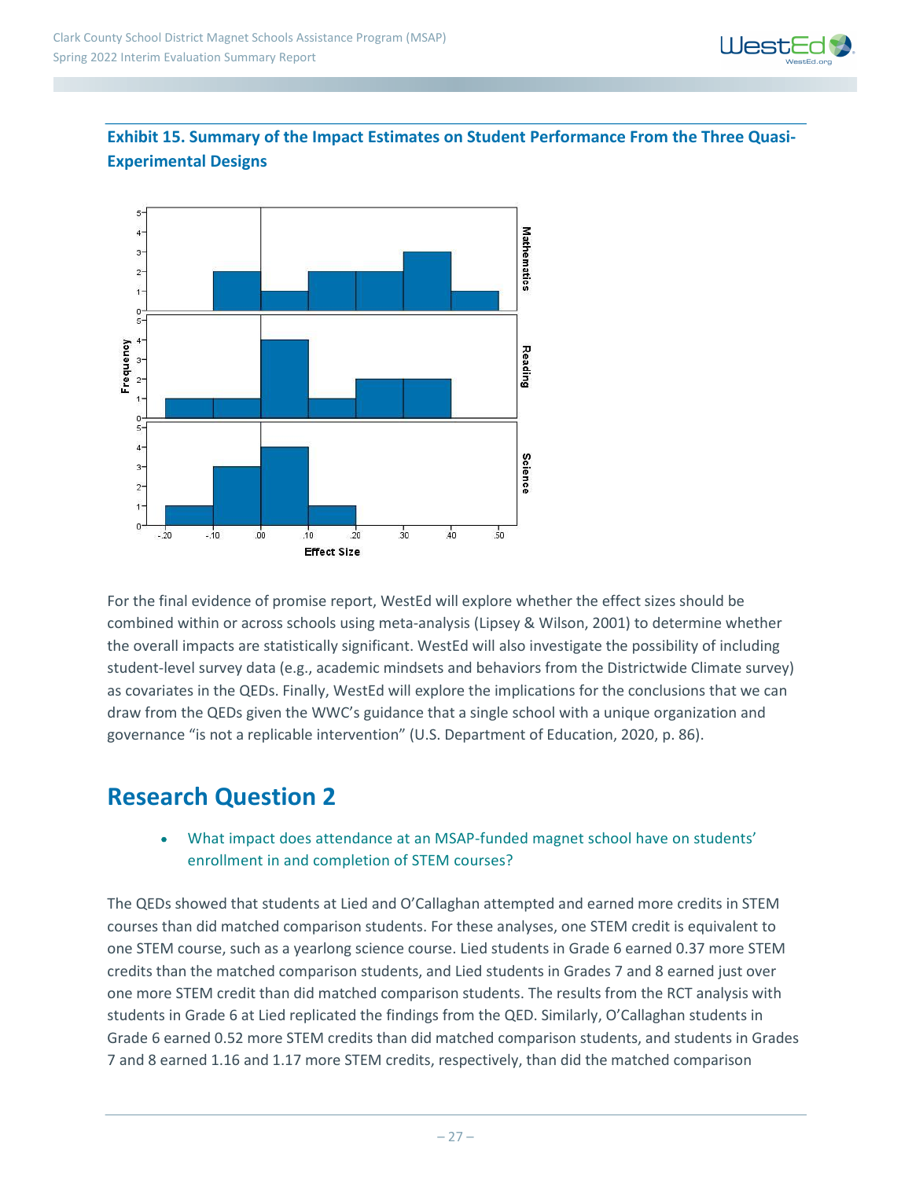**Exhibit 15. Summary of the Impact Estimates on Student Performance From the Three Quasi-Experimental Designs**

For the final evidence of promise report, WestEd will explore whether the effect sizes should be combined within or across schools using meta-analysis (Lipsey & Wilson, 2001) to determine whether the overall impacts are statistically significant. WestEd will also investigate the possibility of including student-level survey data (e.g., academic mindsets and behaviors from the Districtwide Climate survey) as covariates in the QEDs. Finally, WestEd will explore the implications for the conclusions that we can draw from the QEDs given the WWC's guidance that a single school with a unique organization and governance "is not a replicable intervention" (U.S. Department of Education, 2020, p. 86).

## Research Question 2

- What impact does attendance at an MSAP-funded magnet school have on students' enrollment in and completion of STEM courses?

The QEDs showed that students at Lied and O'Callaghan attempted and earned more credits in STEM courses than did matched comparison students. For these analyses, one STEM credit is equivalent to one STEM course, such as a yearlong science course. Lied students in Grade 6 earned 0.37 more STEM credits than the matched comparison students, and Lied students in Grades 7 and 8 earned just over one more STEM credit than did matched comparison students. The results from the RCT analysis with students in Grade 6 at Lied replicated the findings from the QED. Similarly, O'Callaghan students in Grade 6 earned 0.52 more STEM credits than did matched comparison students, and students in Grades 7 and 8 earned 1.16 and 1.17 more STEM credits, respectively, than did the matched comparison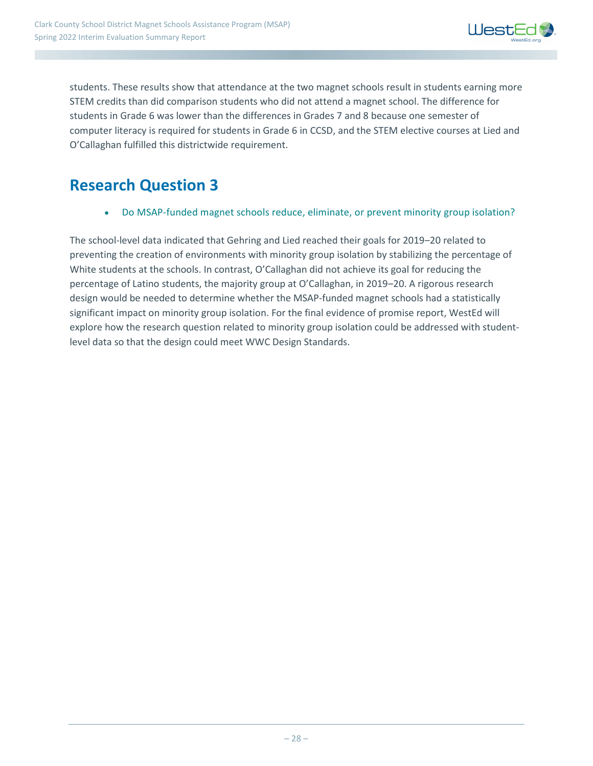students. These results show that attendance at the two magnet schools result in students earning more STEM credits than did comparison students who did not attend a magnet school. The difference for students in Grade 6 was lower than the differences in Grades 7 and 8 because one semester of computer literacy is required for students in Grade 6 in CCSD, and the STEM elective courses at Lied and O'Callaghan fulfilled this districtwide requirement.

## Research Question 3

- Do MSAP-funded magnet schools reduce, eliminate, or prevent minority group isolation?

The school-level data indicated that Gehring and Lied reached their goals for 2019–20 related to preventing the creation of environments with minority group isolation by stabilizing the percentage of White students at the schools. In contrast, O'Callaghan did not achieve its goal for reducing the percentage of Latino students, the majority group at O'Callaghan, in 2019–20. A rigorous research design would be needed to determine whether the MSAP-funded magnet schools had a statistically significant impact on minority group isolation. For the final evidence of promise report, WestEd will explore how the research question related to minority group isolation could be addressed with student-level data so that the design could meet WWC Design Standards.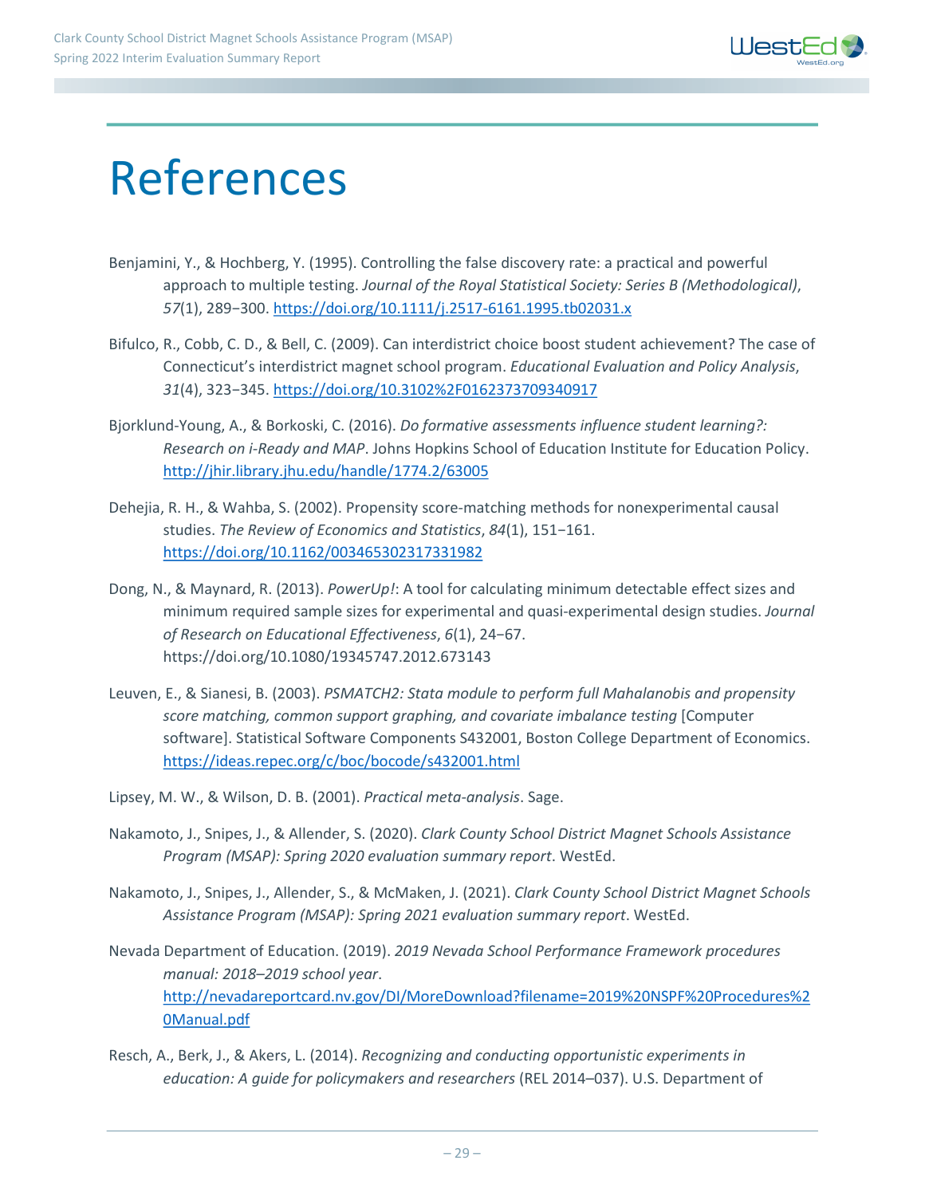# References

Benjamini, Y., & Hochberg, Y. (1995). Controlling the false discovery rate: a practical and powerful approach to multiple testing. *Journal of the Royal Statistical Society: Series B (Methodological)*, *57*(1), 289−300. https://doi.org/10.1111/j.2517-6161.1995.tb02031.x

Bifulco, R., Cobb, C. D., & Bell, C. (2009). Can interdistrict choice boost student achievement? The case of Connecticut's interdistrict magnet school program. *Educational Evaluation and Policy Analysis*, *31*(4), 323−345. https://doi.org/10.3102%2F0162373709340917

Bjorklund-Young, A., & Borkoski, C. (2016). *Do formative assessments influence student learning?: Research on i-Ready and MAP*. Johns Hopkins School of Education Institute for Education Policy. http://jhir.library.jhu.edu/handle/1774.2/63005

Dehejia, R. H., & Wahba, S. (2002). Propensity score-matching methods for nonexperimental causal studies. *The Review of Economics and Statistics*, *84*(1), 151−161. https://doi.org/10.1162/003465302317331982

Dong, N., & Maynard, R. (2013). *PowerUp!*: A tool for calculating minimum detectable effect sizes and minimum required sample sizes for experimental and quasi-experimental design studies. *Journal of Research on Educational Effectiveness*, *6*(1), 24−67. https://doi.org/10.1080/19345747.2012.673143

Leuven, E., & Sianesi, B. (2003). *PSMATCH2: Stata module to perform full Mahalanobis and propensity score matching, common support graphing, and covariate imbalance testing* [Computer software]. Statistical Software Components S432001, Boston College Department of Economics. https://ideas.repec.org/c/boc/bocode/s432001.html

Lipsey, M. W., & Wilson, D. B. (2001). *Practical meta-analysis*. Sage.

Nakamoto, J., Snipes, J., & Allender, S. (2020). *Clark County School District Magnet Schools Assistance Program (MSAP): Spring 2020 evaluation summary report*. WestEd.

Nakamoto, J., Snipes, J., Allender, S., & McMaken, J. (2021). *Clark County School District Magnet Schools Assistance Program (MSAP): Spring 2021 evaluation summary report*. WestEd.

Nevada Department of Education. (2019). *2019 Nevada School Performance Framework procedures manual: 2018–2019 school year*. http://nevadareportcard.nv.gov/DI/MoreDownload?filename=2019%20NSPF%20Procedures%20Manual.pdf

Resch, A., Berk, J., & Akers, L. (2014). *Recognizing and conducting opportunistic experiments in education: A guide for policymakers and researchers* (REL 2014–037). U.S. Department of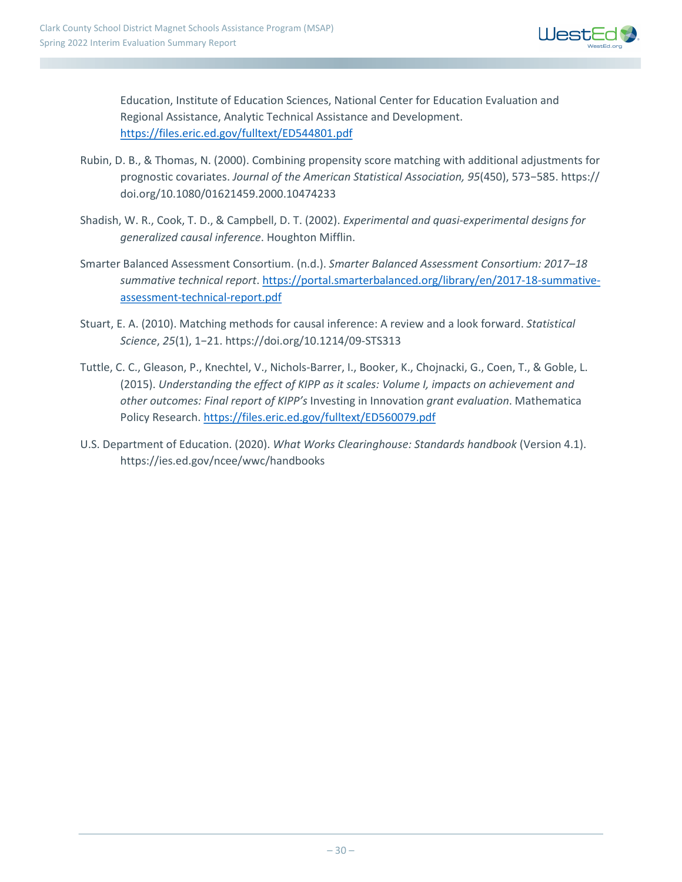Education, Institute of Education Sciences, National Center for Education Evaluation and Regional Assistance, Analytic Technical Assistance and Development. https://files.eric.ed.gov/fulltext/ED544801.pdf

Rubin, D. B., & Thomas, N. (2000). Combining propensity score matching with additional adjustments for prognostic covariates. *Journal of the American Statistical Association, 95*(450), 573–585. https://doi.org/10.1080/01621459.2000.10474233

Shadish, W. R., Cook, T. D., & Campbell, D. T. (2002). *Experimental and quasi-experimental designs for generalized causal inference*. Houghton Mifflin.

Smarter Balanced Assessment Consortium. (n.d.). *Smarter Balanced Assessment Consortium: 2017–18 summative technical report*. https://portal.smarterbalanced.org/library/en/2017-18-summative-assessment-technical-report.pdf

Stuart, E. A. (2010). Matching methods for causal inference: A review and a look forward. *Statistical Science*, *25*(1), 1–21. https://doi.org/10.1214/09-STS313

Tuttle, C. C., Gleason, P., Knechtel, V., Nichols-Barrer, I., Booker, K., Chojnacki, G., Coen, T., & Goble, L. (2015). *Understanding the effect of KIPP as it scales: Volume I, impacts on achievement and other outcomes: Final report of KIPP's* Investing in Innovation *grant evaluation*. Mathematica Policy Research. https://files.eric.ed.gov/fulltext/ED560079.pdf

U.S. Department of Education. (2020). *What Works Clearinghouse: Standards handbook* (Version 4.1). https://ies.ed.gov/ncee/wwc/handbooks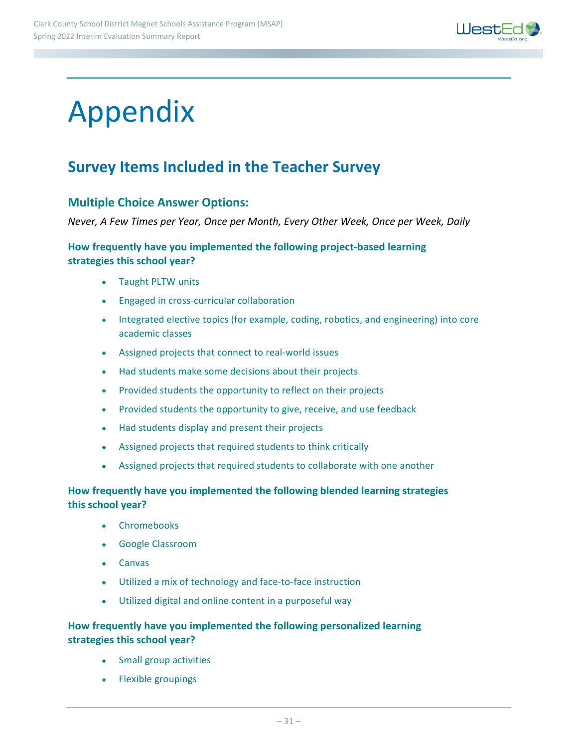# Appendix

## Survey Items Included in the Teacher Survey

### Multiple Choice Answer Options:

*Never, A Few Times per Year, Once per Month, Every Other Week, Once per Week, Daily*

#### How frequently have you implemented the following project-based learning strategies this school year?

- Taught PLTW units
- Engaged in cross-curricular collaboration
- Integrated elective topics (for example, coding, robotics, and engineering) into core academic classes
- Assigned projects that connect to real-world issues
- Had students make some decisions about their projects
- Provided students the opportunity to reflect on their projects
- Provided students the opportunity to give, receive, and use feedback
- Had students display and present their projects
- Assigned projects that required students to think critically
- Assigned projects that required students to collaborate with one another

#### How frequently have you implemented the following blended learning strategies this school year?

- Chromebooks
- Google Classroom
- Canvas
- Utilized a mix of technology and face-to-face instruction
- Utilized digital and online content in a purposeful way

#### How frequently have you implemented the following personalized learning strategies this school year?

- Small group activities
- Flexible groupings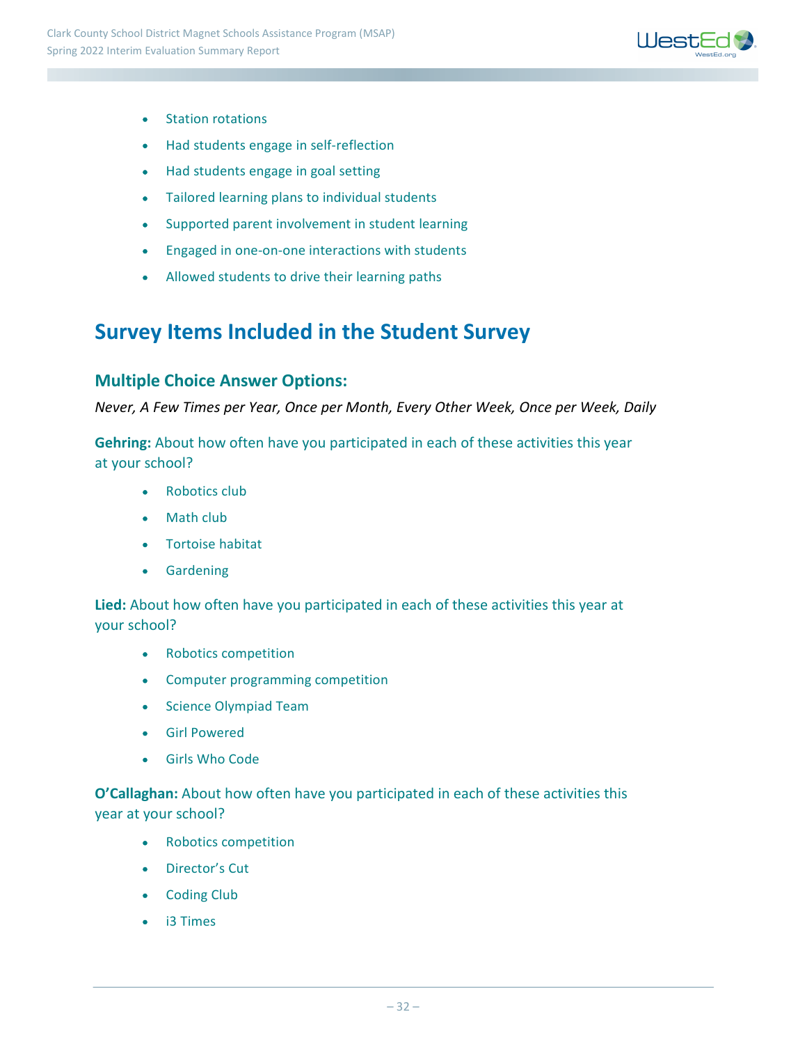- Station rotations
- Had students engage in self-reflection
- Had students engage in goal setting
- Tailored learning plans to individual students
- Supported parent involvement in student learning
- Engaged in one-on-one interactions with students
- Allowed students to drive their learning paths

## Survey Items Included in the Student Survey

### Multiple Choice Answer Options:

*Never, A Few Times per Year, Once per Month, Every Other Week, Once per Week, Daily*

**Gehring:** About how often have you participated in each of these activities this year at your school?

- Robotics club
- Math club
- Tortoise habitat
- Gardening

**Lied:** About how often have you participated in each of these activities this year at your school?

- Robotics competition
- Computer programming competition
- Science Olympiad Team
- Girl Powered
- Girls Who Code

**O'Callaghan:** About how often have you participated in each of these activities this year at your school?

- Robotics competition
- Director's Cut
- Coding Club
- i3 Times